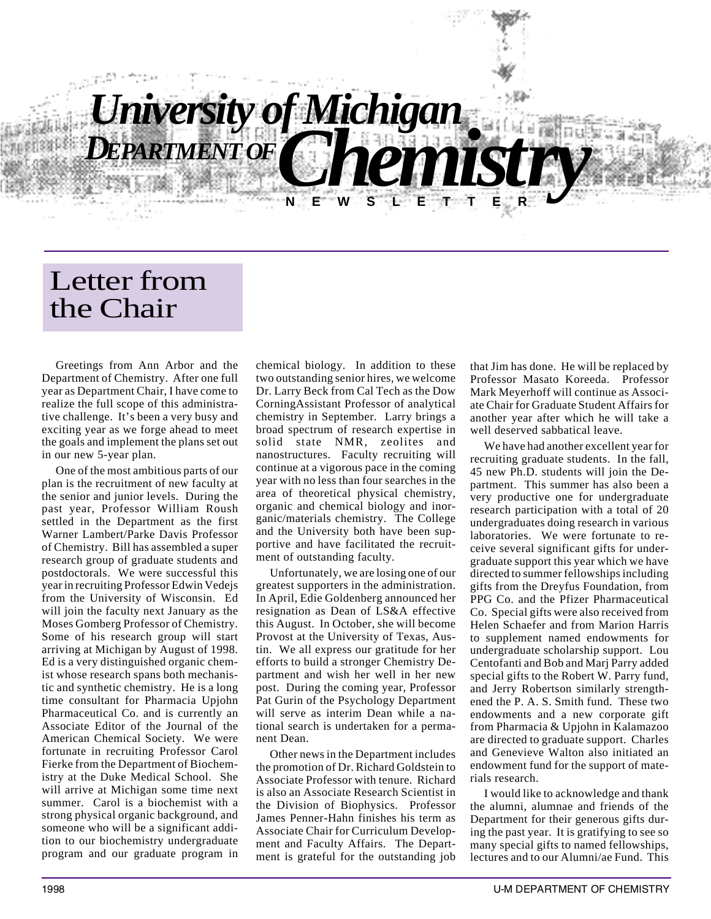# University of Michigan DEPARTMENT OF Chemistry NEWSLETTER

## Letter from the Chair

Greetings from Ann Arbor and the Department of Chemistry. After one full year as Department Chair, I have come to realize the full scope of this administrative challenge. It's been a very busy and exciting year as we forge ahead to meet the goals and implement the plans set out in our new 5-year plan.

One of the most ambitious parts of our plan is the recruitment of new faculty at the senior and junior levels. During the past year, Professor William Roush settled in the Department as the first Warner Lambert/Parke Davis Professor of Chemistry. Bill has assembled a super research group of graduate students and postdoctorals. We were successful this year in recruiting Professor Edwin Vedejs from the University of Wisconsin. Ed will join the faculty next January as the Moses Gomberg Professor of Chemistry. Some of his research group will start arriving at Michigan by August of 1998. Ed is a very distinguished organic chemist whose research spans both mechanistic and synthetic chemistry. He is a long time consultant for Pharmacia Upjohn Pharmaceutical Co. and is currently an Associate Editor of the Journal of the American Chemical Society. We were fortunate in recruiting Professor Carol Fierke from the Department of Biochemistry at the Duke Medical School. She will arrive at Michigan some time next summer. Carol is a biochemist with a strong physical organic background, and someone who will be a significant addition to our biochemistry undergraduate program and our graduate program in chemical biology. In addition to these two outstanding senior hires, we welcome Dr. Larry Beck from Cal Tech as the Dow CorningAssistant Professor of analytical chemistry in September. Larry brings a broad spectrum of research expertise in solid state NMR, zeolites and nanostructures. Faculty recruiting will continue at a vigorous pace in the coming year with no less than four searches in the area of theoretical physical chemistry, organic and chemical biology and inorganic/materials chemistry. The College and the University both have been supportive and have facilitated the recruitment of outstanding faculty.

Unfortunately, we are losing one of our greatest supporters in the administration. In April, Edie Goldenberg announced her resignation as Dean of LS&A effective this August. In October, she will become Provost at the University of Texas, Austin. We all express our gratitude for her efforts to build a stronger Chemistry Department and wish her well in her new post. During the coming year, Professor Pat Gurin of the Psychology Department will serve as interim Dean while a national search is undertaken for a permanent Dean.

Other news in the Department includes the promotion of Dr. Richard Goldstein to Associate Professor with tenure. Richard is also an Associate Research Scientist in the Division of Biophysics. Professor James Penner-Hahn finishes his term as Associate Chair for Curriculum Development and Faculty Affairs. The Department is grateful for the outstanding job that Jim has done. He will be replaced by Professor Masato Koreeda. Professor Mark Meyerhoff will continue as Associate Chair for Graduate Student Affairs for another year after which he will take a well deserved sabbatical leave.

We have had another excellent year for recruiting graduate students. In the fall, 45 new Ph.D. students will join the Department. This summer has also been a very productive one for undergraduate research participation with a total of 20 undergraduates doing research in various laboratories. We were fortunate to receive several significant gifts for undergraduate support this year which we have directed to summer fellowships including gifts from the Dreyfus Foundation, from PPG Co. and the Pfizer Pharmaceutical Co. Special gifts were also received from Helen Schaefer and from Marion Harris to supplement named endowments for undergraduate scholarship support. Lou Centofanti and Bob and Marj Parry added special gifts to the Robert W. Parry fund, and Jerry Robertson similarly strengthened the P. A. S. Smith fund. These two endowments and a new corporate gift from Pharmacia & Upjohn in Kalamazoo are directed to graduate support. Charles and Genevieve Walton also initiated an endowment fund for the support of materials research.

I would like to acknowledge and thank the alumni, alumnae and friends of the Department for their generous gifts during the past year. It is gratifying to see so many special gifts to named fellowships, lectures and to our Alumni/ae Fund. This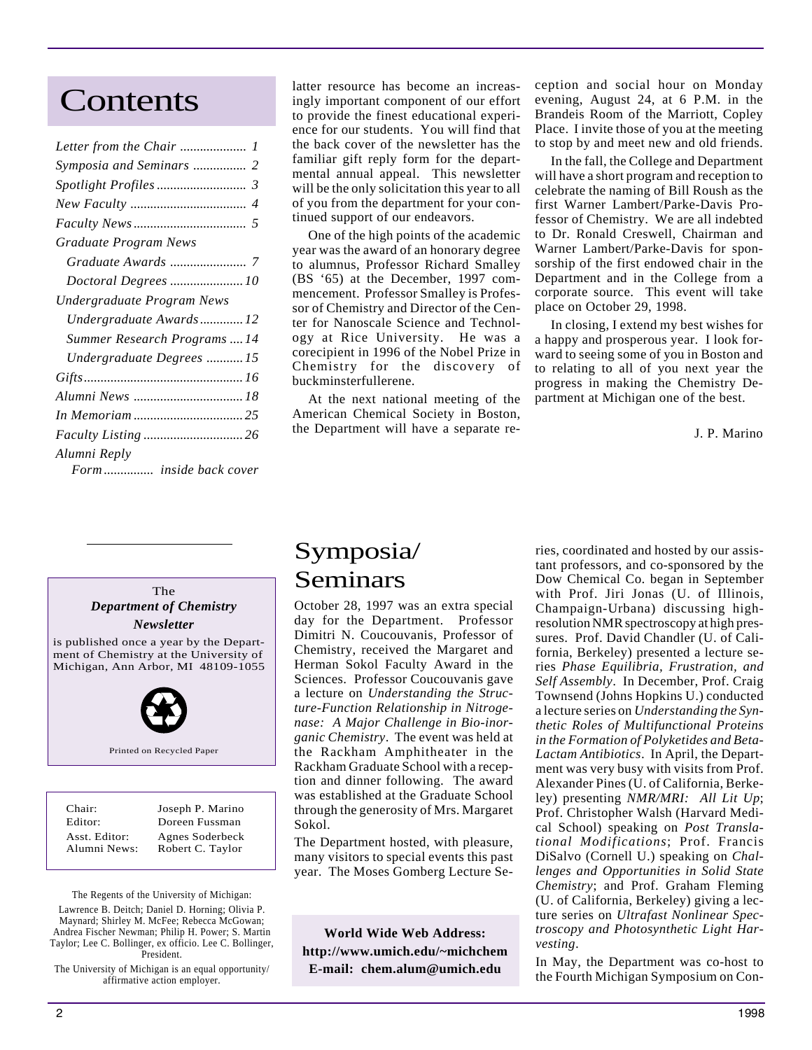# Contents

*Letter from the Chair* .................... 1
*Symposia and Seminars* ................ 2
*Spotlight Profiles* ........................... 3
*New Faculty* ................................... 4
*Faculty News* .................................. 5
*Graduate Program News*
*Graduate Awards* ....................... 7
*Doctoral Degrees* ...................... 10
*Undergraduate Program News*
*Undergraduate Awards* ............. 12
*Summer Research Programs* .... 14
*Undergraduate Degrees* ........... 15
*Gifts* ................................................ 16
*Alumni News* ................................. 18
*In Memoriam* ................................. 25
*Faculty Listing* ............................. 26
*Alumni Reply Form* .............. *inside back cover*

latter resource has become an increasingly important component of our effort to provide the finest educational experience for our students. You will find that the back cover of the newsletter has the familiar gift reply form for the departmental annual appeal. This newsletter will be the only solicitation this year to all of you from the department for your continued support of our endeavors.

One of the high points of the academic year was the award of an honorary degree to alumnus, Professor Richard Smalley (BS '65) at the December, 1997 commencement. Professor Smalley is Professor of Chemistry and Director of the Center for Nanoscale Science and Technology at Rice University. He was a corecipient in 1996 of the Nobel Prize in Chemistry for the discovery of buckminsterfullerene.

At the next national meeting of the American Chemical Society in Boston, the Department will have a separate reception and social hour on Monday evening, August 24, at 6 P.M. in the Brandeis Room of the Marriott, Copley Place. I invite those of you at the meeting to stop by and meet new and old friends.

In the fall, the College and Department will have a short program and reception to celebrate the naming of Bill Roush as the first Warner Lambert/Parke-Davis Professor of Chemistry. We are all indebted to Dr. Ronald Creswell, Chairman and Warner Lambert/Parke-Davis for sponsorship of the first endowed chair in the Department and in the College from a corporate source. This event will take place on October 29, 1998.

In closing, I extend my best wishes for a happy and prosperous year. I look forward to seeing some of you in Boston and to relating to all of you next year the progress in making the Chemistry Department at Michigan one of the best.

J. P. Marino

The ***Department of Chemistry Newsletter*** is published once a year by the Department of Chemistry at the University of Michigan, Ann Arbor, MI 48109-1055

Printed on Recycled Paper

| | |
|---|---|
| Chair: | Joseph P. Marino |
| Editor: | Doreen Fussman |
| Asst. Editor: | Agnes Soderbeck |
| Alumni News: | Robert C. Taylor |

The Regents of the University of Michigan: Lawrence B. Deitch; Daniel D. Horning; Olivia P. Maynard; Shirley M. McFee; Rebecca McGowan; Andrea Fischer Newman; Philip H. Power; S. Martin Taylor; Lee C. Bollinger, ex officio. Lee C. Bollinger, President.

The University of Michigan is an equal opportunity/affirmative action employer.

# Symposia/ Seminars

October 28, 1997 was an extra special day for the Department. Professor Dimitri N. Coucouvanis, Professor of Chemistry, received the Margaret and Herman Sokol Faculty Award in the Sciences. Professor Coucouvanis gave a lecture on *Understanding the Structure-Function Relationship in Nitrogenase: A Major Challenge in Bio-inorganic Chemistry*. The event was held at the Rackham Amphitheater in the Rackham Graduate School with a reception and dinner following. The award was established at the Graduate School through the generosity of Mrs. Margaret Sokol.

The Department hosted, with pleasure, many visitors to special events this past year. The Moses Gomberg Lecture Series, coordinated and hosted by our assistant professors, and co-sponsored by the Dow Chemical Co. began in September with Prof. Jiri Jonas (U. of Illinois, Champaign-Urbana) discussing high-resolution NMR spectroscopy at high pressures. Prof. David Chandler (U. of California, Berkeley) presented a lecture series *Phase Equilibria, Frustration, and Self Assembly*. In December, Prof. Craig Townsend (Johns Hopkins U.) conducted a lecture series on *Understanding the Synthetic Roles of Multifunctional Proteins in the Formation of Polyketides and Beta-Lactam Antibiotics*. In April, the Department was very busy with visits from Prof. Alexander Pines (U. of California, Berkeley) presenting *NMR/MRI: All Lit Up*; Prof. Christopher Walsh (Harvard Medical School) speaking on *Post Translational Modifications*; Prof. Francis DiSalvo (Cornell U.) speaking on *Challenges and Opportunities in Solid State Chemistry*; and Prof. Graham Fleming (U. of California, Berkeley) giving a lecture series on *Ultrafast Nonlinear Spectroscopy and Photosynthetic Light Harvesting*.

In May, the Department was co-host to the Fourth Michigan Symposium on Con-

**World Wide Web Address:**
**http://www.umich.edu/~michchem**
**E-mail: chem.alum@umich.edu**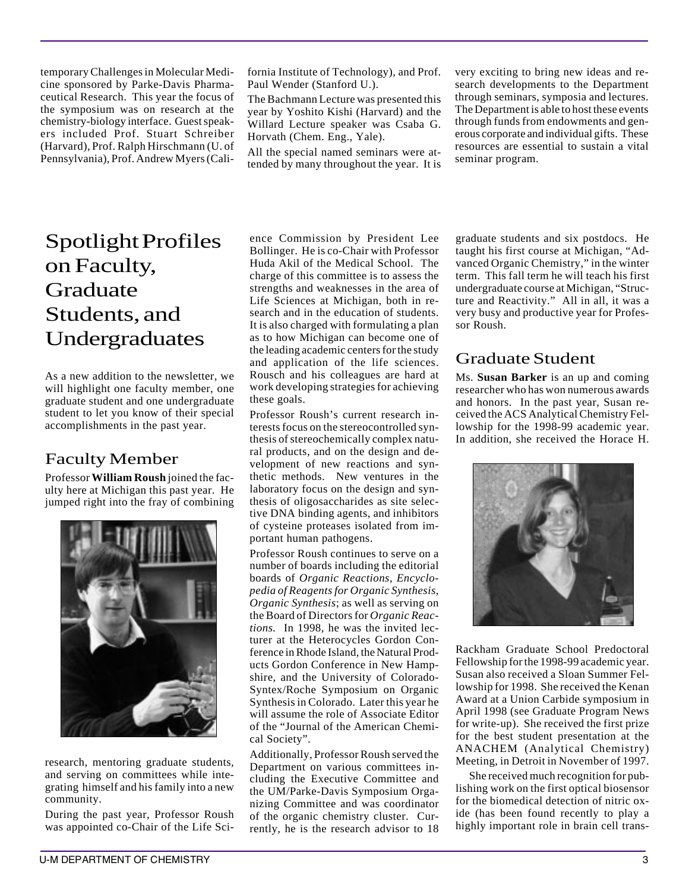temporary Challenges in Molecular Medicine sponsored by Parke-Davis Pharmaceutical Research. This year the focus of the symposium was on research at the chemistry-biology interface. Guest speakers included Prof. Stuart Schreiber (Harvard), Prof. Ralph Hirschmann (U. of Pennsylvania), Prof. Andrew Myers (California Institute of Technology), and Prof. Paul Wender (Stanford U.).

The Bachmann Lecture was presented this year by Yoshito Kishi (Harvard) and the Willard Lecture speaker was Csaba G. Horvath (Chem. Eng., Yale).

All the special named seminars were attended by many throughout the year. It is very exciting to bring new ideas and research developments to the Department through seminars, symposia and lectures. The Department is able to host these events through funds from endowments and generous corporate and individual gifts. These resources are essential to sustain a vital seminar program.

# Spotlight Profiles on Faculty, Graduate Students, and Undergraduates

As a new addition to the newsletter, we will highlight one faculty member, one graduate student and one undergraduate student to let you know of their special accomplishments in the past year.

## Faculty Member

Professor **William Roush** joined the faculty here at Michigan this past year. He jumped right into the fray of combining research, mentoring graduate students, and serving on committees while integrating himself and his family into a new community.

During the past year, Professor Roush was appointed co-Chair of the Life Science Commission by President Lee Bollinger. He is co-Chair with Professor Huda Akil of the Medical School. The charge of this committee is to assess the strengths and weaknesses in the area of Life Sciences at Michigan, both in research and in the education of students. It is also charged with formulating a plan as to how Michigan can become one of the leading academic centers for the study and application of the life sciences. Rousch and his colleagues are hard at work developing strategies for achieving these goals.

Professor Roush's current research interests focus on the stereocontrolled synthesis of stereochemically complex natural products, and on the design and development of new reactions and synthetic methods. New ventures in the laboratory focus on the design and synthesis of oligosaccharides as site selective DNA binding agents, and inhibitors of cysteine proteases isolated from important human pathogens.

Professor Roush continues to serve on a number of boards including the editorial boards of *Organic Reactions*, *Encyclopedia of Reagents for Organic Synthesis*, *Organic Synthesis*; as well as serving on the Board of Directors for *Organic Reactions.* In 1998, he was the invited lecturer at the Heterocycles Gordon Conference in Rhode Island, the Natural Products Gordon Conference in New Hampshire, and the University of Colorado-Syntex/Roche Symposium on Organic Synthesis in Colorado. Later this year he will assume the role of Associate Editor of the "Journal of the American Chemical Society".

Additionally, Professor Roush served the Department on various committees including the Executive Committee and the UM/Parke-Davis Symposium Organizing Committee and was coordinator of the organic chemistry cluster. Currently, he is the research advisor to 18 graduate students and six postdocs. He taught his first course at Michigan, "Advanced Organic Chemistry," in the winter term. This fall term he will teach his first undergraduate course at Michigan, "Structure and Reactivity." All in all, it was a very busy and productive year for Professor Roush.

## Graduate Student

Ms. **Susan Barker** is an up and coming researcher who has won numerous awards and honors. In the past year, Susan received the ACS Analytical Chemistry Fellowship for the 1998-99 academic year. In addition, she received the Horace H. Rackham Graduate School Predoctoral Fellowship for the 1998-99 academic year. Susan also received a Sloan Summer Fellowship for 1998. She received the Kenan Award at a Union Carbide symposium in April 1998 (see Graduate Program News for write-up). She received the first prize for the best student presentation at the ANACHEM (Analytical Chemistry) Meeting, in Detroit in November of 1997.

She received much recognition for publishing work on the first optical biosensor for the biomedical detection of nitric oxide (has been found recently to play a highly important role in brain cell trans-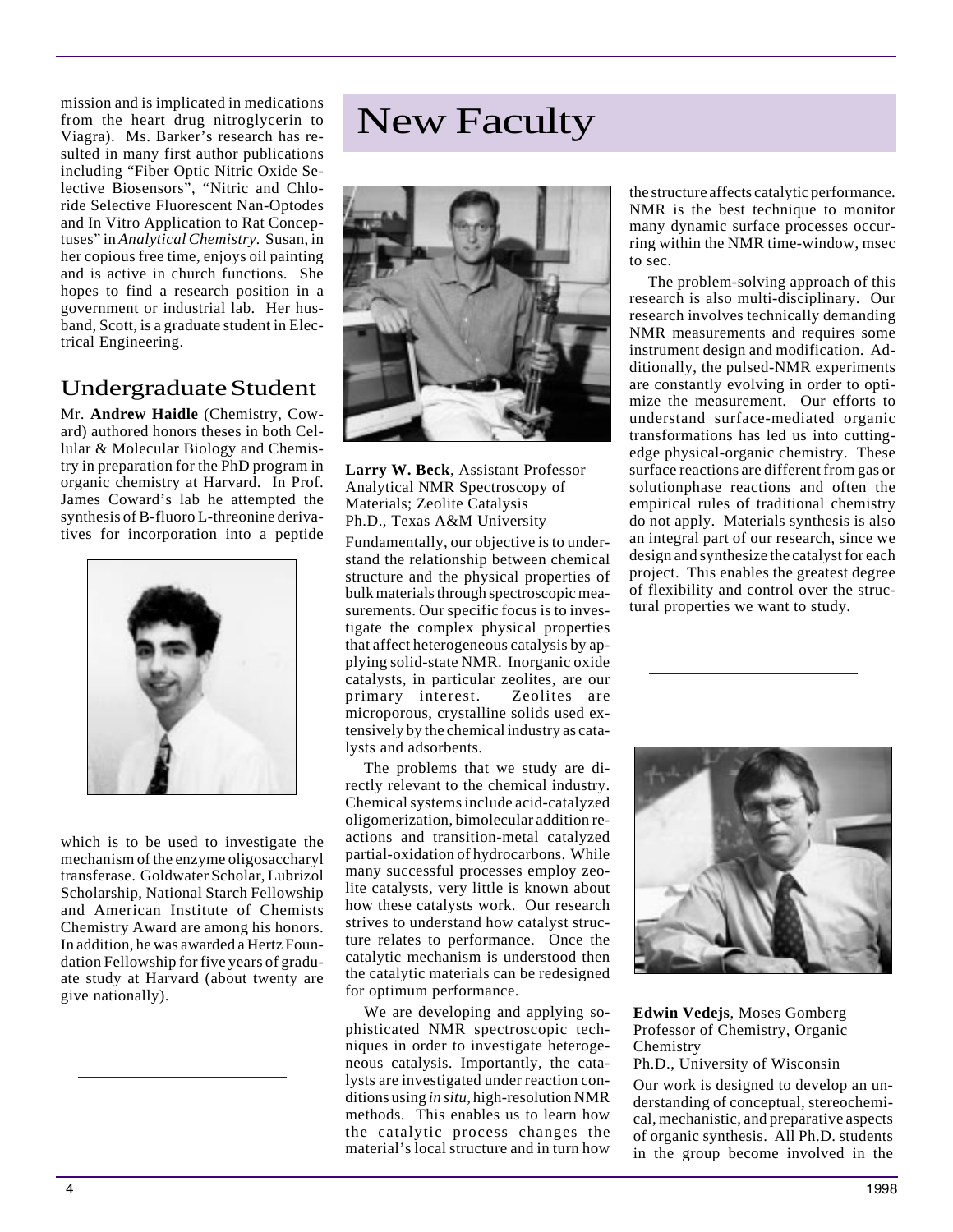mission and is implicated in medications from the heart drug nitroglycerin to Viagra). Ms. Barker's research has resulted in many first author publications including "Fiber Optic Nitric Oxide Selective Biosensors", "Nitric and Chloride Selective Fluorescent Nan-Optodes and In Vitro Application to Rat Conceptuses" in *Analytical Chemistry*. Susan, in her copious free time, enjoys oil painting and is active in church functions. She hopes to find a research position in a government or industrial lab. Her husband, Scott, is a graduate student in Electrical Engineering.

## Undergraduate Student

Mr. **Andrew Haidle** (Chemistry, Coward) authored honors theses in both Cellular & Molecular Biology and Chemistry in preparation for the PhD program in organic chemistry at Harvard. In Prof. James Coward's lab he attempted the synthesis of B-fluoro L-threonine derivatives for incorporation into a peptide which is to be used to investigate the mechanism of the enzyme oligosaccharyl transferase. Goldwater Scholar, Lubrizol Scholarship, National Starch Fellowship and American Institute of Chemists Chemistry Award are among his honors. In addition, he was awarded a Hertz Foundation Fellowship for five years of graduate study at Harvard (about twenty are give nationally).

# New Faculty

**Larry W. Beck**, Assistant Professor
Analytical NMR Spectroscopy of Materials; Zeolite Catalysis
Ph.D., Texas A&M University

Fundamentally, our objective is to understand the relationship between chemical structure and the physical properties of bulk materials through spectroscopic measurements. Our specific focus is to investigate the complex physical properties that affect heterogeneous catalysis by applying solid-state NMR. Inorganic oxide catalysts, in particular zeolites, are our primary interest. Zeolites are microporous, crystalline solids used extensively by the chemical industry as catalysts and adsorbents.

The problems that we study are directly relevant to the chemical industry. Chemical systems include acid-catalyzed oligomerization, bimolecular addition reactions and transition-metal catalyzed partial-oxidation of hydrocarbons. While many successful processes employ zeolite catalysts, very little is known about how these catalysts work. Our research strives to understand how catalyst structure relates to performance. Once the catalytic mechanism is understood then the catalytic materials can be redesigned for optimum performance.

We are developing and applying sophisticated NMR spectroscopic techniques in order to investigate heterogeneous catalysis. Importantly, the catalysts are investigated under reaction conditions using *in situ*, high-resolution NMR methods. This enables us to learn how the catalytic process changes the material's local structure and in turn how the structure affects catalytic performance. NMR is the best technique to monitor many dynamic surface processes occurring within the NMR time-window, msec to sec.

The problem-solving approach of this research is also multi-disciplinary. Our research involves technically demanding NMR measurements and requires some instrument design and modification. Additionally, the pulsed-NMR experiments are constantly evolving in order to optimize the measurement. Our efforts to understand surface-mediated organic transformations has led us into cutting-edge physical-organic chemistry. These surface reactions are different from gas or solutionphase reactions and often the empirical rules of traditional chemistry do not apply. Materials synthesis is also an integral part of our research, since we design and synthesize the catalyst for each project. This enables the greatest degree of flexibility and control over the structural properties we want to study.

**Edwin Vedejs**, Moses Gomberg Professor of Chemistry, Organic Chemistry
Ph.D., University of Wisconsin

Our work is designed to develop an understanding of conceptual, stereochemical, mechanistic, and preparative aspects of organic synthesis. All Ph.D. students in the group become involved in the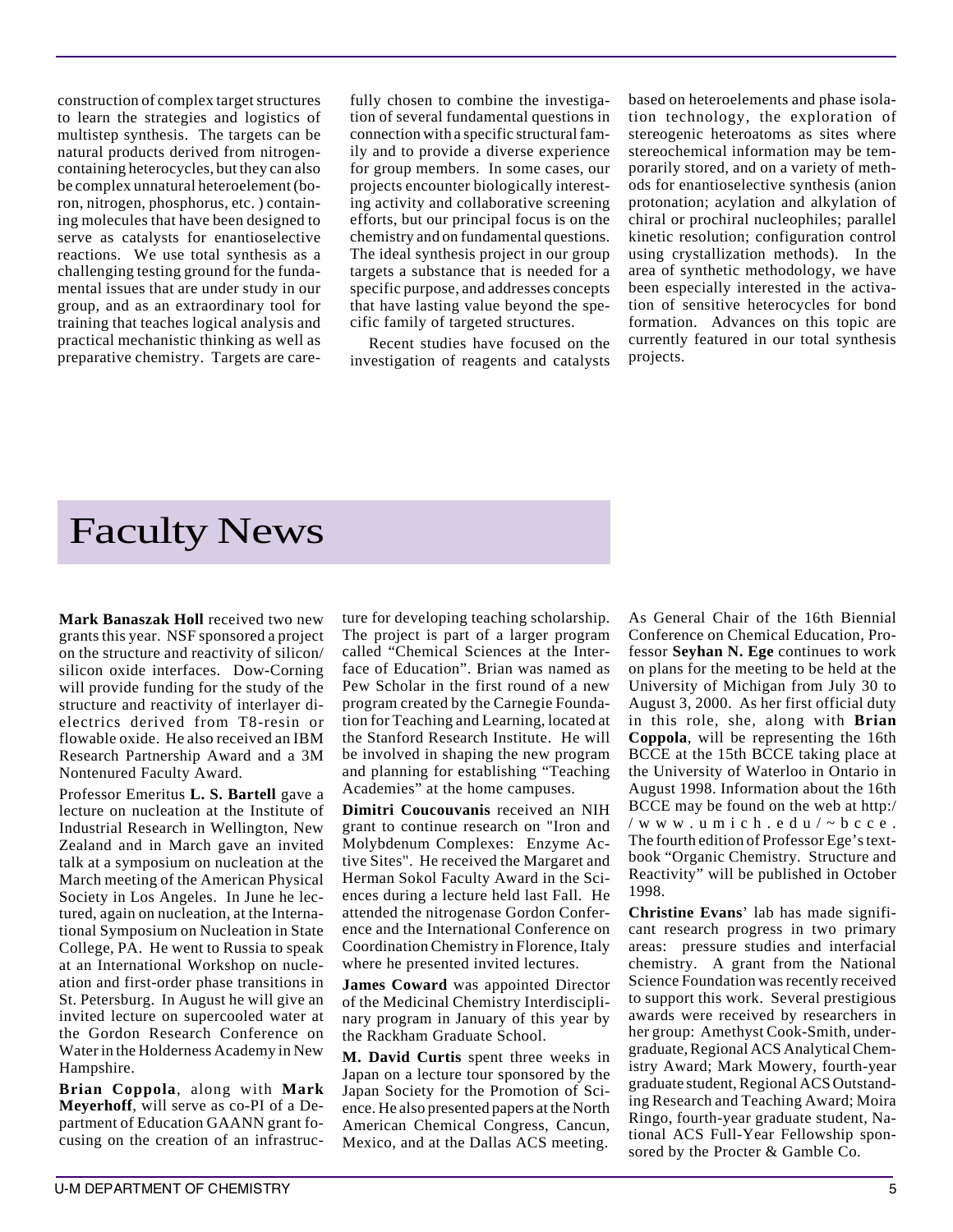construction of complex target structures to learn the strategies and logistics of multistep synthesis. The targets can be natural products derived from nitrogen-containing heterocycles, but they can also be complex unnatural heteroelement (boron, nitrogen, phosphorus, etc. ) containing molecules that have been designed to serve as catalysts for enantioselective reactions. We use total synthesis as a challenging testing ground for the fundamental issues that are under study in our group, and as an extraordinary tool for training that teaches logical analysis and practical mechanistic thinking as well as preparative chemistry. Targets are carefully chosen to combine the investigation of several fundamental questions in connection with a specific structural family and to provide a diverse experience for group members. In some cases, our projects encounter biologically interesting activity and collaborative screening efforts, but our principal focus is on the chemistry and on fundamental questions. The ideal synthesis project in our group targets a substance that is needed for a specific purpose, and addresses concepts that have lasting value beyond the specific family of targeted structures.

Recent studies have focused on the investigation of reagents and catalysts based on heteroelements and phase isolation technology, the exploration of stereogenic heteroatoms as sites where stereochemical information may be temporarily stored, and on a variety of methods for enantioselective synthesis (anion protonation; acylation and alkylation of chiral or prochiral nucleophiles; parallel kinetic resolution; configuration control using crystallization methods). In the area of synthetic methodology, we have been especially interested in the activation of sensitive heterocycles for bond formation. Advances on this topic are currently featured in our total synthesis projects.

# Faculty News

**Mark Banaszak Holl** received two new grants this year. NSF sponsored a project on the structure and reactivity of silicon/silicon oxide interfaces. Dow-Corning will provide funding for the study of the structure and reactivity of interlayer dielectrics derived from T8-resin or flowable oxide. He also received an IBM Research Partnership Award and a 3M Nontenured Faculty Award.

Professor Emeritus **L. S. Bartell** gave a lecture on nucleation at the Institute of Industrial Research in Wellington, New Zealand and in March gave an invited talk at a symposium on nucleation at the March meeting of the American Physical Society in Los Angeles. In June he lectured, again on nucleation, at the International Symposium on Nucleation in State College, PA. He went to Russia to speak at an International Workshop on nucleation and first-order phase transitions in St. Petersburg. In August he will give an invited lecture on supercooled water at the Gordon Research Conference on Water in the Holderness Academy in New Hampshire.

**Brian Coppola**, along with **Mark Meyerhoff**, will serve as co-PI of a Department of Education GAANN grant focusing on the creation of an infrastructure for developing teaching scholarship. The project is part of a larger program called "Chemical Sciences at the Interface of Education". Brian was named as Pew Scholar in the first round of a new program created by the Carnegie Foundation for Teaching and Learning, located at the Stanford Research Institute. He will be involved in shaping the new program and planning for establishing "Teaching Academies" at the home campuses.

**Dimitri Coucouvanis** received an NIH grant to continue research on "Iron and Molybdenum Complexes: Enzyme Active Sites". He received the Margaret and Herman Sokol Faculty Award in the Sciences during a lecture held last Fall. He attended the nitrogenase Gordon Conference and the International Conference on Coordination Chemistry in Florence, Italy where he presented invited lectures.

**James Coward** was appointed Director of the Medicinal Chemistry Interdisciplinary program in January of this year by the Rackham Graduate School.

**M. David Curtis** spent three weeks in Japan on a lecture tour sponsored by the Japan Society for the Promotion of Science. He also presented papers at the North American Chemical Congress, Cancun, Mexico, and at the Dallas ACS meeting.

As General Chair of the 16th Biennial Conference on Chemical Education, Professor **Seyhan N. Ege** continues to work on plans for the meeting to be held at the University of Michigan from July 30 to August 3, 2000. As her first official duty in this role, she, along with **Brian Coppola**, will be representing the 16th BCCE at the 15th BCCE taking place at the University of Waterloo in Ontario in August 1998. Information about the 16th BCCE may be found on the web at http://www.umich.edu/~bcce. The fourth edition of Professor Ege's textbook "Organic Chemistry. Structure and Reactivity" will be published in October 1998.

**Christine Evans**' lab has made significant research progress in two primary areas: pressure studies and interfacial chemistry. A grant from the National Science Foundation was recently received to support this work. Several prestigious awards were received by researchers in her group: Amethyst Cook-Smith, undergraduate, Regional ACS Analytical Chemistry Award; Mark Mowery, fourth-year graduate student, Regional ACS Outstanding Research and Teaching Award; Moira Ringo, fourth-year graduate student, National ACS Full-Year Fellowship sponsored by the Procter & Gamble Co.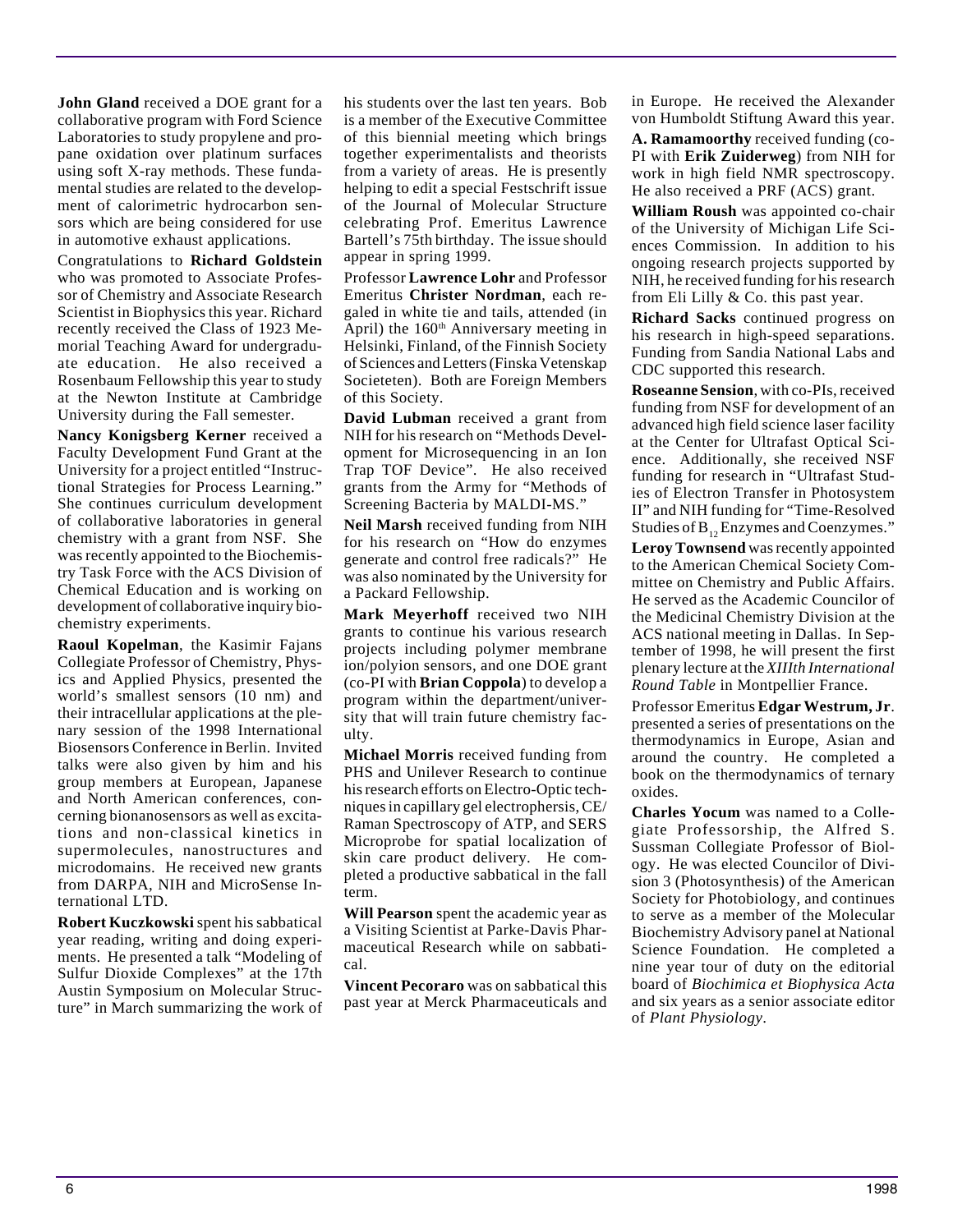**John Gland** received a DOE grant for a collaborative program with Ford Science Laboratories to study propylene and propane oxidation over platinum surfaces using soft X-ray methods. These fundamental studies are related to the development of calorimetric hydrocarbon sensors which are being considered for use in automotive exhaust applications.

Congratulations to **Richard Goldstein** who was promoted to Associate Professor of Chemistry and Associate Research Scientist in Biophysics this year. Richard recently received the Class of 1923 Memorial Teaching Award for undergraduate education. He also received a Rosenbaum Fellowship this year to study at the Newton Institute at Cambridge University during the Fall semester.

**Nancy Konigsberg Kerner** received a Faculty Development Fund Grant at the University for a project entitled "Instructional Strategies for Process Learning." She continues curriculum development of collaborative laboratories in general chemistry with a grant from NSF. She was recently appointed to the Biochemistry Task Force with the ACS Division of Chemical Education and is working on development of collaborative inquiry biochemistry experiments.

**Raoul Kopelman**, the Kasimir Fajans Collegiate Professor of Chemistry, Physics and Applied Physics, presented the world's smallest sensors (10 nm) and their intracellular applications at the plenary session of the 1998 International Biosensors Conference in Berlin. Invited talks were also given by him and his group members at European, Japanese and North American conferences, concerning bionanosensors as well as excitations and non-classical kinetics in supermolecules, nanostructures and microdomains. He received new grants from DARPA, NIH and MicroSense International LTD.

**Robert Kuczkowski** spent his sabbatical year reading, writing and doing experiments. He presented a talk "Modeling of Sulfur Dioxide Complexes" at the 17th Austin Symposium on Molecular Structure" in March summarizing the work of his students over the last ten years. Bob is a member of the Executive Committee of this biennial meeting which brings together experimentalists and theorists from a variety of areas. He is presently helping to edit a special Festschrift issue of the Journal of Molecular Structure celebrating Prof. Emeritus Lawrence Bartell's 75th birthday. The issue should appear in spring 1999.

Professor **Lawrence Lohr** and Professor Emeritus **Christer Nordman**, each regaled in white tie and tails, attended (in April) the 160th Anniversary meeting in Helsinki, Finland, of the Finnish Society of Sciences and Letters (Finska Vetenskap Societeten). Both are Foreign Members of this Society.

**David Lubman** received a grant from NIH for his research on "Methods Development for Microsequencing in an Ion Trap TOF Device". He also received grants from the Army for "Methods of Screening Bacteria by MALDI-MS."

**Neil Marsh** received funding from NIH for his research on "How do enzymes generate and control free radicals?" He was also nominated by the University for a Packard Fellowship.

**Mark Meyerhoff** received two NIH grants to continue his various research projects including polymer membrane ion/polyion sensors, and one DOE grant (co-PI with **Brian Coppola**) to develop a program within the department/university that will train future chemistry faculty.

**Michael Morris** received funding from PHS and Unilever Research to continue his research efforts on Electro-Optic techniques in capillary gel electrophersis, CE/Raman Spectroscopy of ATP, and SERS Microprobe for spatial localization of skin care product delivery. He completed a productive sabbatical in the fall term.

**Will Pearson** spent the academic year as a Visiting Scientist at Parke-Davis Pharmaceutical Research while on sabbatical.

**Vincent Pecoraro** was on sabbatical this past year at Merck Pharmaceuticals and in Europe. He received the Alexander von Humboldt Stiftung Award this year.

**A. Ramamoorthy** received funding (co-PI with **Erik Zuiderweg**) from NIH for work in high field NMR spectroscopy. He also received a PRF (ACS) grant.

**William Roush** was appointed co-chair of the University of Michigan Life Sciences Commission. In addition to his ongoing research projects supported by NIH, he received funding for his research from Eli Lilly & Co. this past year.

**Richard Sacks** continued progress on his research in high-speed separations. Funding from Sandia National Labs and CDC supported this research.

**Roseanne Sension**, with co-PIs, received funding from NSF for development of an advanced high field science laser facility at the Center for Ultrafast Optical Science. Additionally, she received NSF funding for research in "Ultrafast Studies of Electron Transfer in Photosystem II" and NIH funding for "Time-Resolved Studies of $B_{12}$ Enzymes and Coenzymes."

**Leroy Townsend** was recently appointed to the American Chemical Society Committee on Chemistry and Public Affairs. He served as the Academic Councilor of the Medicinal Chemistry Division at the ACS national meeting in Dallas. In September of 1998, he will present the first plenary lecture at the *XIIIth International Round Table* in Montpellier France.

Professor Emeritus **Edgar Westrum, Jr**. presented a series of presentations on the thermodynamics in Europe, Asian and around the country. He completed a book on the thermodynamics of ternary oxides.

**Charles Yocum** was named to a Collegiate Professorship, the Alfred S. Sussman Collegiate Professor of Biology. He was elected Councilor of Division 3 (Photosynthesis) of the American Society for Photobiology, and continues to serve as a member of the Molecular Biochemistry Advisory panel at National Science Foundation. He completed a nine year tour of duty on the editorial board of *Biochimica et Biophysica Acta* and six years as a senior associate editor of *Plant Physiology*.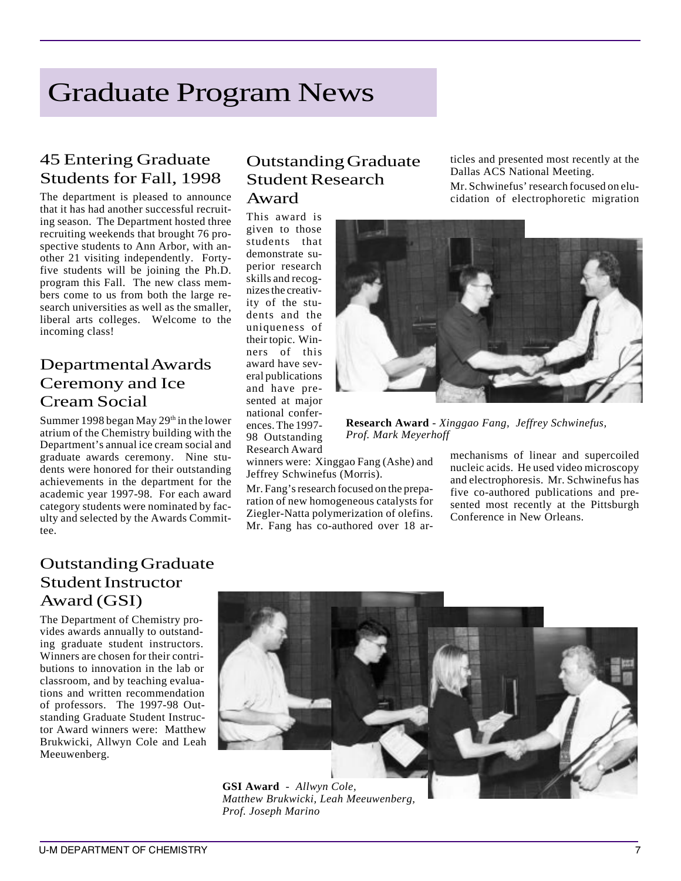# Graduate Program News

## 45 Entering Graduate Students for Fall, 1998

The department is pleased to announce that it has had another successful recruiting season. The Department hosted three recruiting weekends that brought 76 prospective students to Ann Arbor, with another 21 visiting independently. Forty-five students will be joining the Ph.D. program this Fall. The new class members come to us from both the large research universities as well as the smaller, liberal arts colleges. Welcome to the incoming class!

## Departmental Awards Ceremony and Ice Cream Social

Summer 1998 began May 29th in the lower atrium of the Chemistry building with the Department's annual ice cream social and graduate awards ceremony. Nine students were honored for their outstanding achievements in the department for the academic year 1997-98. For each award category students were nominated by faculty and selected by the Awards Committee.

## Outstanding Graduate Student Research Award

This award is given to those students that demonstrate superior research skills and recognizes the creativity of the students and the uniqueness of their topic. Winners of this award have several publications and have presented at major national conferences. The 1997-98 Outstanding Research Award winners were: Xinggao Fang (Ashe) and Jeffrey Schwinefus (Morris).

Mr. Fang's research focused on the preparation of new homogeneous catalysts for Ziegler-Natta polymerization of olefins. Mr. Fang has co-authored over 18 articles and presented most recently at the Dallas ACS National Meeting.

Mr. Schwinefus' research focused on elucidation of electrophoretic migration mechanisms of linear and supercoiled nucleic acids. He used video microscopy and electrophoresis. Mr. Schwinefus has five co-authored publications and presented most recently at the Pittsburgh Conference in New Orleans.

**Research Award** - *Xinggao Fang, Jeffrey Schwinefus, Prof. Mark Meyerhoff*

## Outstanding Graduate Student Instructor Award (GSI)

The Department of Chemistry provides awards annually to outstanding graduate student instructors. Winners are chosen for their contributions to innovation in the lab or classroom, and by teaching evaluations and written recommendation of professors. The 1997-98 Outstanding Graduate Student Instructor Award winners were: Matthew Brukwicki, Allwyn Cole and Leah Meeuwenberg.

**GSI Award** - *Allwyn Cole, Matthew Brukwicki, Leah Meeuwenberg, Prof. Joseph Marino*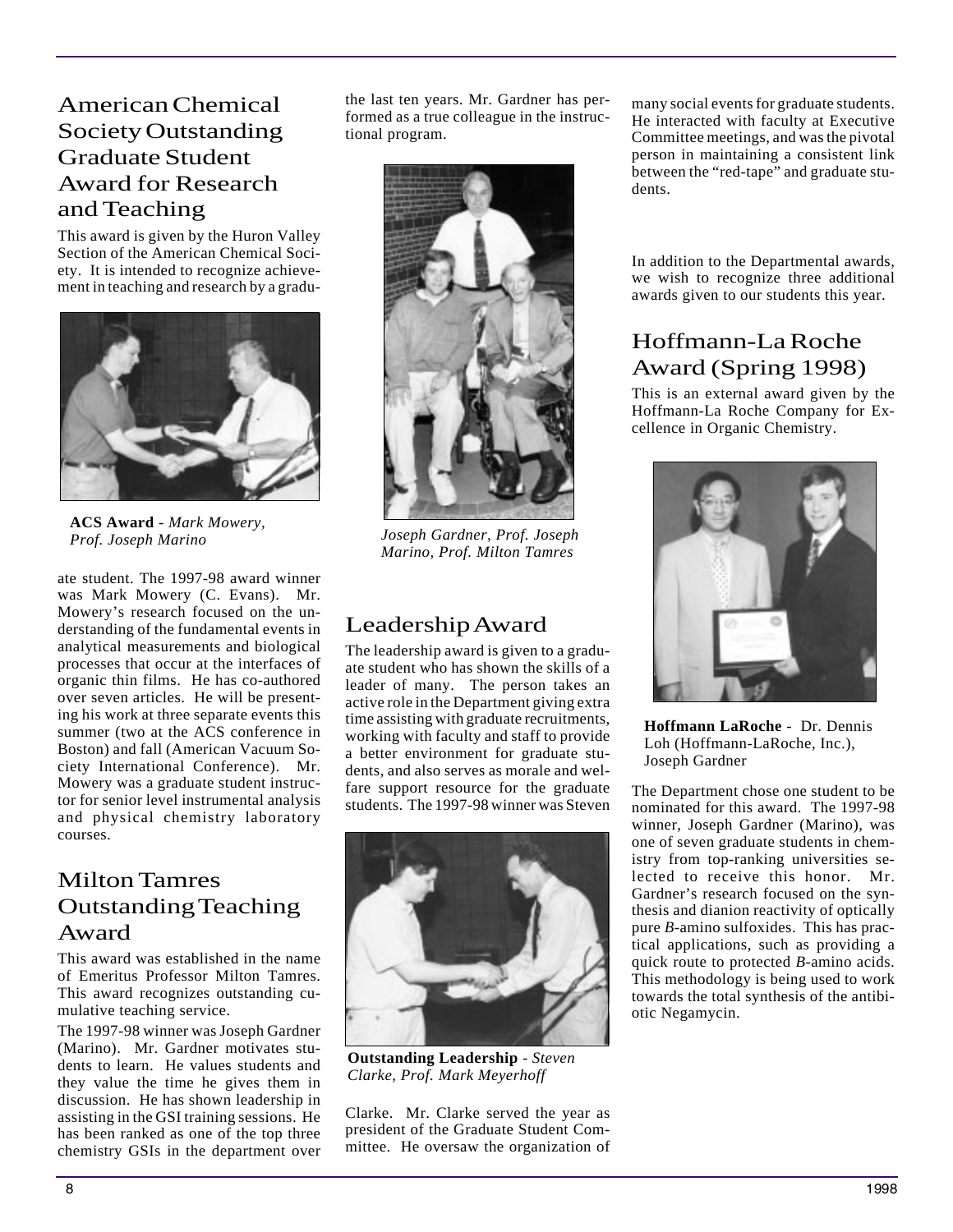## American Chemical Society Outstanding Graduate Student Award for Research and Teaching

This award is given by the Huron Valley Section of the American Chemical Society. It is intended to recognize achievement in teaching and research by a graduate student. The 1997-98 award winner was Mark Mowery (C. Evans). Mr. Mowery's research focused on the understanding of the fundamental events in analytical measurements and biological processes that occur at the interfaces of organic thin films. He has co-authored over seven articles. He will be presenting his work at three separate events this summer (two at the ACS conference in Boston) and fall (American Vacuum Society International Conference). Mr. Mowery was a graduate student instructor for senior level instrumental analysis and physical chemistry laboratory courses.

**ACS Award** - *Mark Mowery, Prof. Joseph Marino*

## Milton Tamres Outstanding Teaching Award

This award was established in the name of Emeritus Professor Milton Tamres. This award recognizes outstanding cumulative teaching service.

The 1997-98 winner was Joseph Gardner (Marino). Mr. Gardner motivates students to learn. He values students and they value the time he gives them in discussion. He has shown leadership in assisting in the GSI training sessions. He has been ranked as one of the top three chemistry GSIs in the department over the last ten years. Mr. Gardner has performed as a true colleague in the instructional program.

*Joseph Gardner, Prof. Joseph Marino, Prof. Milton Tamres*

## Leadership Award

The leadership award is given to a graduate student who has shown the skills of a leader of many. The person takes an active role in the Department giving extra time assisting with graduate recruitments, working with faculty and staff to provide a better environment for graduate students, and also serves as morale and welfare support resource for the graduate students. The 1997-98 winner was Steven Clarke. Mr. Clarke served the year as president of the Graduate Student Committee. He oversaw the organization of many social events for graduate students. He interacted with faculty at Executive Committee meetings, and was the pivotal person in maintaining a consistent link between the "red-tape" and graduate students.

**Outstanding Leadership** - *Steven Clarke, Prof. Mark Meyerhoff*

In addition to the Departmental awards, we wish to recognize three additional awards given to our students this year.

## Hoffmann-La Roche Award (Spring 1998)

This is an external award given by the Hoffmann-La Roche Company for Excellence in Organic Chemistry.

**Hoffmann LaRoche** - Dr. Dennis Loh (Hoffmann-LaRoche, Inc.), Joseph Gardner

The Department chose one student to be nominated for this award. The 1997-98 winner, Joseph Gardner (Marino), was one of seven graduate students in chemistry from top-ranking universities selected to receive this honor. Mr. Gardner's research focused on the synthesis and dianion reactivity of optically pure *B*-amino sulfoxides. This has practical applications, such as providing a quick route to protected *B*-amino acids. This methodology is being used to work towards the total synthesis of the antibiotic Negamycin.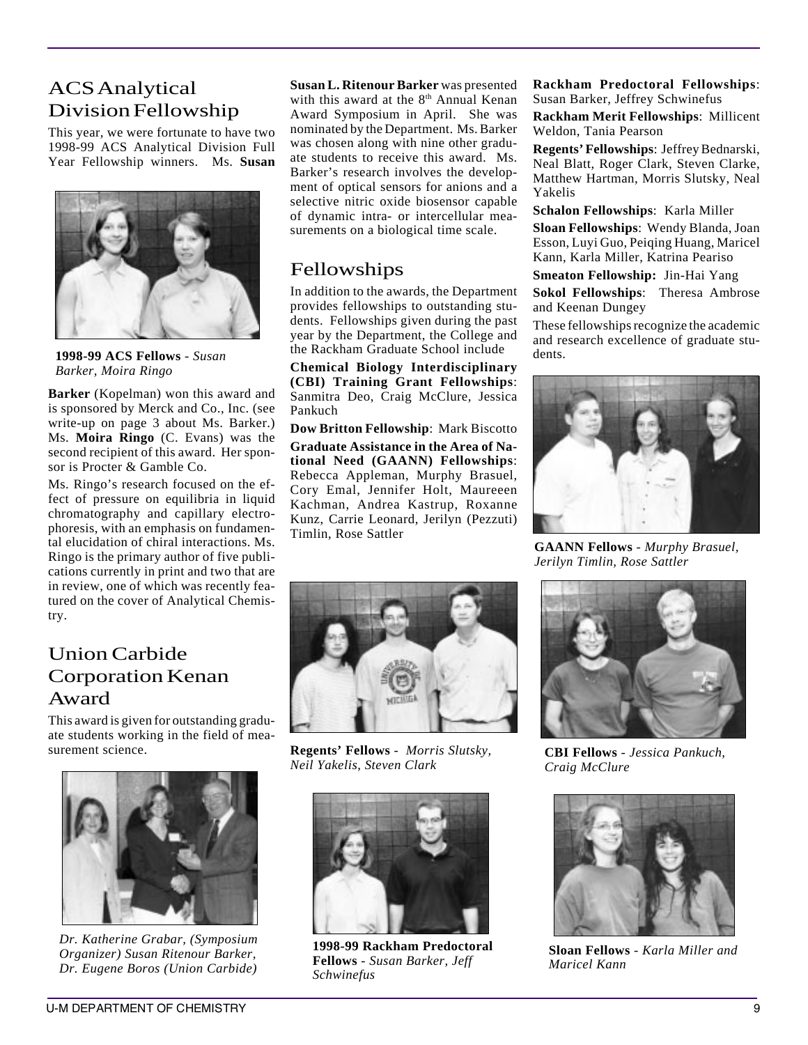## ACS Analytical Division Fellowship

This year, we were fortunate to have two 1998-99 ACS Analytical Division Full Year Fellowship winners. Ms. **Susan Barker** (Kopelman) won this award and is sponsored by Merck and Co., Inc. (see write-up on page 3 about Ms. Barker.) Ms. **Moira Ringo** (C. Evans) was the second recipient of this award. Her sponsor is Procter & Gamble Co.

**1998-99 ACS Fellows** - *Susan Barker, Moira Ringo*

Ms. Ringo's research focused on the effect of pressure on equilibria in liquid chromatography and capillary electrophoresis, with an emphasis on fundamental elucidation of chiral interactions. Ms. Ringo is the primary author of five publications currently in print and two that are in review, one of which was recently featured on the cover of Analytical Chemistry.

## Union Carbide Corporation Kenan Award

This award is given for outstanding graduate students working in the field of measurement science.

*Dr. Katherine Grabar, (Symposium Organizer) Susan Ritenour Barker, Dr. Eugene Boros (Union Carbide)*

**Susan L. Ritenour Barker** was presented with this award at the 8th Annual Kenan Award Symposium in April. She was nominated by the Department. Ms. Barker was chosen along with nine other graduate students to receive this award. Ms. Barker's research involves the development of optical sensors for anions and a selective nitric oxide biosensor capable of dynamic intra- or intercellular measurements on a biological time scale.

## Fellowships

In addition to the awards, the Department provides fellowships to outstanding students. Fellowships given during the past year by the Department, the College and the Rackham Graduate School include

**Chemical Biology Interdisciplinary (CBI) Training Grant Fellowships**: Sanmitra Deo, Craig McClure, Jessica Pankuch

**Dow Britton Fellowship**: Mark Biscotto

**Graduate Assistance in the Area of National Need (GAANN) Fellowships**: Rebecca Appleman, Murphy Brasuel, Cory Emal, Jennifer Holt, Maureeen Kachman, Andrea Kastrup, Roxanne Kunz, Carrie Leonard, Jerilyn (Pezzuti) Timlin, Rose Sattler

**Rackham Predoctoral Fellowships**: Susan Barker, Jeffrey Schwinefus

**Rackham Merit Fellowships**: Millicent Weldon, Tania Pearson

**Regents' Fellowships**: Jeffrey Bednarski, Neal Blatt, Roger Clark, Steven Clarke, Matthew Hartman, Morris Slutsky, Neal Yakelis

**Schalon Fellowships**: Karla Miller

**Sloan Fellowships**: Wendy Blanda, Joan Esson, Luyi Guo, Peiqing Huang, Maricel Kann, Karla Miller, Katrina Peariso

**Smeaton Fellowship:** Jin-Hai Yang

**Sokol Fellowships**: Theresa Ambrose and Keenan Dungey

These fellowships recognize the academic and research excellence of graduate students.

**GAANN Fellows** - *Murphy Brasuel, Jerilyn Timlin, Rose Sattler*

**Regents' Fellows** - *Morris Slutsky, Neil Yakelis, Steven Clark*

**CBI Fellows** - *Jessica Pankuch, Craig McClure*

**1998-99 Rackham Predoctoral Fellows** - *Susan Barker, Jeff Schwinefus*

**Sloan Fellows** - *Karla Miller and Maricel Kann*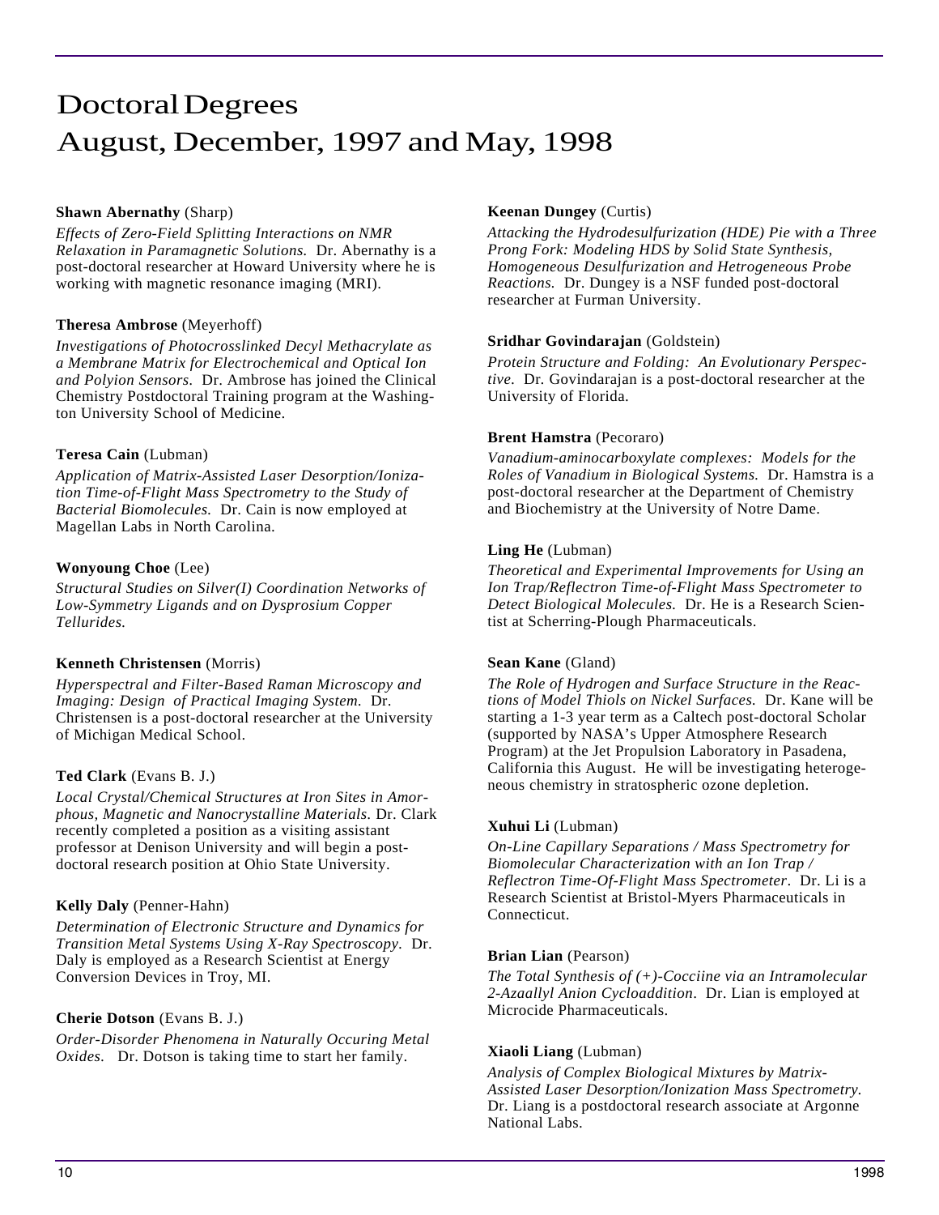# Doctoral Degrees
# August, December, 1997 and May, 1998

**Shawn Abernathy** (Sharp)

*Effects of Zero-Field Splitting Interactions on NMR Relaxation in Paramagnetic Solutions.* Dr. Abernathy is a post-doctoral researcher at Howard University where he is working with magnetic resonance imaging (MRI).

**Theresa Ambrose** (Meyerhoff)

*Investigations of Photocrosslinked Decyl Methacrylate as a Membrane Matrix for Electrochemical and Optical Ion and Polyion Sensors.* Dr. Ambrose has joined the Clinical Chemistry Postdoctoral Training program at the Washington University School of Medicine.

**Teresa Cain** (Lubman)

*Application of Matrix-Assisted Laser Desorption/Ionization Time-of-Flight Mass Spectrometry to the Study of Bacterial Biomolecules.* Dr. Cain is now employed at Magellan Labs in North Carolina.

**Wonyoung Choe** (Lee)

*Structural Studies on Silver(I) Coordination Networks of Low-Symmetry Ligands and on Dysprosium Copper Tellurides.*

**Kenneth Christensen** (Morris)

*Hyperspectral and Filter-Based Raman Microscopy and Imaging: Design of Practical Imaging System.* Dr. Christensen is a post-doctoral researcher at the University of Michigan Medical School.

**Ted Clark** (Evans B. J.)

*Local Crystal/Chemical Structures at Iron Sites in Amorphous, Magnetic and Nanocrystalline Materials.* Dr. Clark recently completed a position as a visiting assistant professor at Denison University and will begin a post-doctoral research position at Ohio State University.

**Kelly Daly** (Penner-Hahn)

*Determination of Electronic Structure and Dynamics for Transition Metal Systems Using X-Ray Spectroscopy.* Dr. Daly is employed as a Research Scientist at Energy Conversion Devices in Troy, MI.

**Cherie Dotson** (Evans B. J.)

*Order-Disorder Phenomena in Naturally Occuring Metal Oxides.* Dr. Dotson is taking time to start her family.

**Keenan Dungey** (Curtis)

*Attacking the Hydrodesulfurization (HDE) Pie with a Three Prong Fork: Modeling HDS by Solid State Synthesis, Homogeneous Desulfurization and Hetrogeneous Probe Reactions.* Dr. Dungey is a NSF funded post-doctoral researcher at Furman University.

**Sridhar Govindarajan** (Goldstein)

*Protein Structure and Folding: An Evolutionary Perspective.* Dr. Govindarajan is a post-doctoral researcher at the University of Florida.

**Brent Hamstra** (Pecoraro)

*Vanadium-aminocarboxylate complexes: Models for the Roles of Vanadium in Biological Systems.* Dr. Hamstra is a post-doctoral researcher at the Department of Chemistry and Biochemistry at the University of Notre Dame.

**Ling He** (Lubman)

*Theoretical and Experimental Improvements for Using an Ion Trap/Reflectron Time-of-Flight Mass Spectrometer to Detect Biological Molecules.* Dr. He is a Research Scientist at Scherring-Plough Pharmaceuticals.

**Sean Kane** (Gland)

*The Role of Hydrogen and Surface Structure in the Reactions of Model Thiols on Nickel Surfaces.* Dr. Kane will be starting a 1-3 year term as a Caltech post-doctoral Scholar (supported by NASA's Upper Atmosphere Research Program) at the Jet Propulsion Laboratory in Pasadena, California this August. He will be investigating heterogeneous chemistry in stratospheric ozone depletion.

**Xuhui Li** (Lubman)

*On-Line Capillary Separations / Mass Spectrometry for Biomolecular Characterization with an Ion Trap / Reflectron Time-Of-Flight Mass Spectrometer.* Dr. Li is a Research Scientist at Bristol-Myers Pharmaceuticals in Connecticut.

**Brian Lian** (Pearson)

*The Total Synthesis of (+)-Cocciine via an Intramolecular 2-Azaallyl Anion Cycloaddition.* Dr. Lian is employed at Microcide Pharmaceuticals.

**Xiaoli Liang** (Lubman)

*Analysis of Complex Biological Mixtures by Matrix-Assisted Laser Desorption/Ionization Mass Spectrometry.* Dr. Liang is a postdoctoral research associate at Argonne National Labs.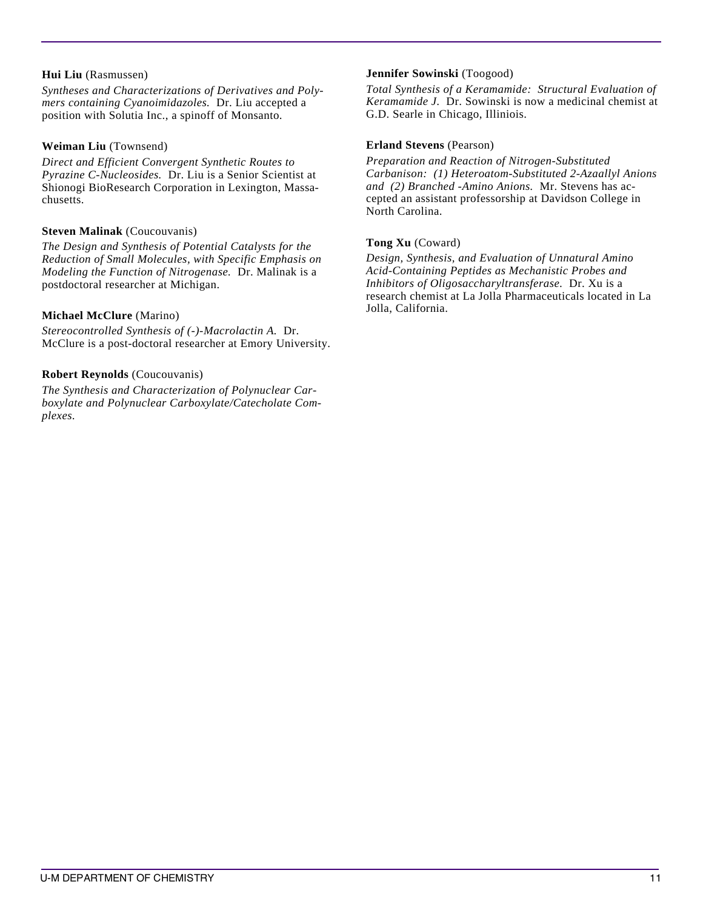**Hui Liu** (Rasmussen)

*Syntheses and Characterizations of Derivatives and Polymers containing Cyanoimidazoles.* Dr. Liu accepted a position with Solutia Inc., a spinoff of Monsanto.

**Weiman Liu** (Townsend)

*Direct and Efficient Convergent Synthetic Routes to Pyrazine C-Nucleosides.* Dr. Liu is a Senior Scientist at Shionogi BioResearch Corporation in Lexington, Massachusetts.

**Steven Malinak** (Coucouvanis)

*The Design and Synthesis of Potential Catalysts for the Reduction of Small Molecules, with Specific Emphasis on Modeling the Function of Nitrogenase.* Dr. Malinak is a postdoctoral researcher at Michigan.

**Michael McClure** (Marino)

*Stereocontrolled Synthesis of (-)-Macrolactin A.* Dr. McClure is a post-doctoral researcher at Emory University.

**Robert Reynolds** (Coucouvanis)

*The Synthesis and Characterization of Polynuclear Carboxylate and Polynuclear Carboxylate/Catecholate Complexes.*

**Jennifer Sowinski** (Toogood)

*Total Synthesis of a Keramamide: Structural Evaluation of Keramamide J.* Dr. Sowinski is now a medicinal chemist at G.D. Searle in Chicago, Illiniois.

**Erland Stevens** (Pearson)

*Preparation and Reaction of Nitrogen-Substituted Carbanison: (1) Heteroatom-Substituted 2-Azaallyl Anions and (2) Branched -Amino Anions.* Mr. Stevens has accepted an assistant professorship at Davidson College in North Carolina.

**Tong Xu** (Coward)

*Design, Synthesis, and Evaluation of Unnatural Amino Acid-Containing Peptides as Mechanistic Probes and Inhibitors of Oligosaccharyltransferase.* Dr. Xu is a research chemist at La Jolla Pharmaceuticals located in La Jolla, California.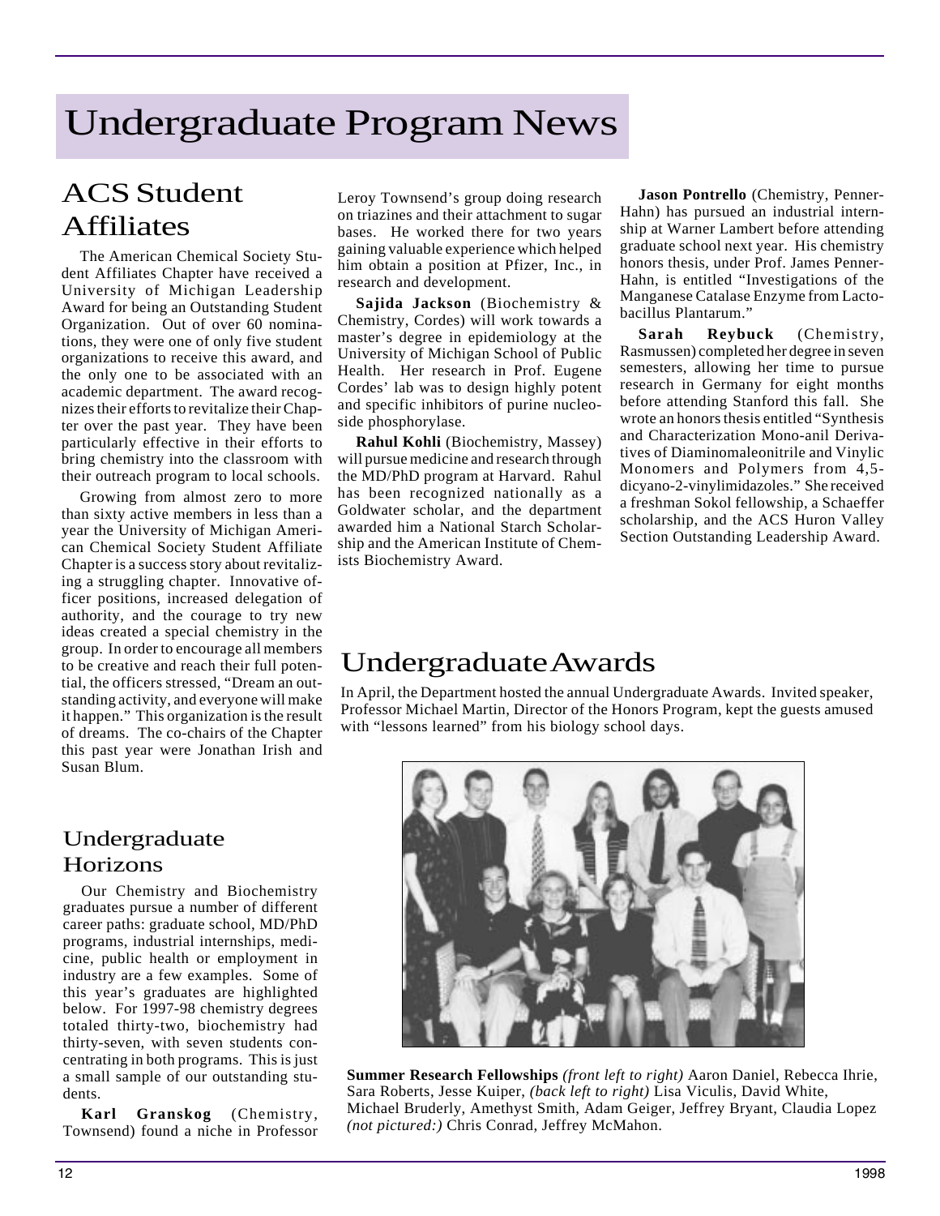# Undergraduate Program News

## ACS Student Affiliates

The American Chemical Society Student Affiliates Chapter have received a University of Michigan Leadership Award for being an Outstanding Student Organization. Out of over 60 nominations, they were one of only five student organizations to receive this award, and the only one to be associated with an academic department. The award recognizes their efforts to revitalize their Chapter over the past year. They have been particularly effective in their efforts to bring chemistry into the classroom with their outreach program to local schools.

Growing from almost zero to more than sixty active members in less than a year the University of Michigan American Chemical Society Student Affiliate Chapter is a success story about revitalizing a struggling chapter. Innovative officer positions, increased delegation of authority, and the courage to try new ideas created a special chemistry in the group. In order to encourage all members to be creative and reach their full potential, the officers stressed, "Dream an outstanding activity, and everyone will make it happen." This organization is the result of dreams. The co-chairs of the Chapter this past year were Jonathan Irish and Susan Blum.

### Undergraduate Horizons

Our Chemistry and Biochemistry graduates pursue a number of different career paths: graduate school, MD/PhD programs, industrial internships, medicine, public health or employment in industry are a few examples. Some of this year's graduates are highlighted below. For 1997-98 chemistry degrees totaled thirty-two, biochemistry had thirty-seven, with seven students concentrating in both programs. This is just a small sample of our outstanding students.

**Karl Granskog** (Chemistry, Townsend) found a niche in Professor Leroy Townsend's group doing research on triazines and their attachment to sugar bases. He worked there for two years gaining valuable experience which helped him obtain a position at Pfizer, Inc., in research and development.

**Sajida Jackson** (Biochemistry & Chemistry, Cordes) will work towards a master's degree in epidemiology at the University of Michigan School of Public Health. Her research in Prof. Eugene Cordes' lab was to design highly potent and specific inhibitors of purine nucleoside phosphorylase.

**Rahul Kohli** (Biochemistry, Massey) will pursue medicine and research through the MD/PhD program at Harvard. Rahul has been recognized nationally as a Goldwater scholar, and the department awarded him a National Starch Scholarship and the American Institute of Chemists Biochemistry Award.

**Jason Pontrello** (Chemistry, Penner-Hahn) has pursued an industrial internship at Warner Lambert before attending graduate school next year. His chemistry honors thesis, under Prof. James Penner-Hahn, is entitled "Investigations of the Manganese Catalase Enzyme from Lactobacillus Plantarum."

**Sarah Reybuck** (Chemistry, Rasmussen) completed her degree in seven semesters, allowing her time to pursue research in Germany for eight months before attending Stanford this fall. She wrote an honors thesis entitled "Synthesis and Characterization Mono-anil Derivatives of Diaminomaleonitrile and Vinylic Monomers and Polymers from 4,5-dicyano-2-vinylimidazoles." She received a freshman Sokol fellowship, a Schaeffer scholarship, and the ACS Huron Valley Section Outstanding Leadership Award.

## Undergraduate Awards

In April, the Department hosted the annual Undergraduate Awards. Invited speaker, Professor Michael Martin, Director of the Honors Program, kept the guests amused with "lessons learned" from his biology school days.

**Summer Research Fellowships** *(front left to right)* Aaron Daniel, Rebecca Ihrie, Sara Roberts, Jesse Kuiper, *(back left to right)* Lisa Viculis, David White, Michael Bruderly, Amethyst Smith, Adam Geiger, Jeffrey Bryant, Claudia Lopez *(not pictured:)* Chris Conrad, Jeffrey McMahon.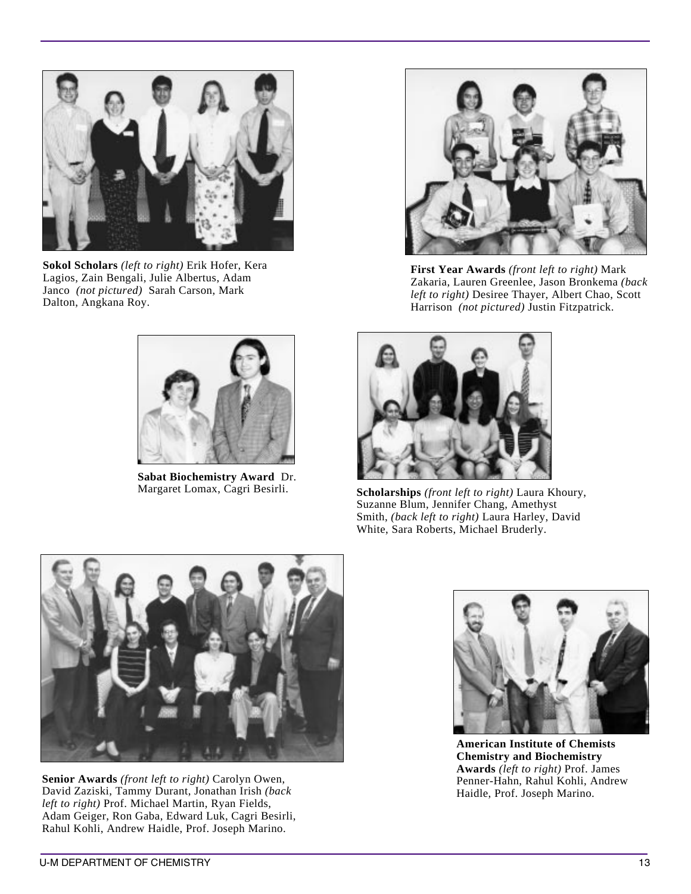**Sokol Scholars** *(left to right)* Erik Hofer, Kera Lagios, Zain Bengali, Julie Albertus, Adam Janco *(not pictured)* Sarah Carson, Mark Dalton, Angkana Roy.

**First Year Awards** *(front left to right)* Mark Zakaria, Lauren Greenlee, Jason Bronkema *(back left to right)* Desiree Thayer, Albert Chao, Scott Harrison *(not pictured)* Justin Fitzpatrick.

**Sabat Biochemistry Award** Dr. Margaret Lomax, Cagri Besirli.

**Scholarships** *(front left to right)* Laura Khoury, Suzanne Blum, Jennifer Chang, Amethyst Smith, *(back left to right)* Laura Harley, David White, Sara Roberts, Michael Bruderly.

**Senior Awards** *(front left to right)* Carolyn Owen, David Zaziski, Tammy Durant, Jonathan Irish *(back left to right)* Prof. Michael Martin, Ryan Fields, Adam Geiger, Ron Gaba, Edward Luk, Cagri Besirli, Rahul Kohli, Andrew Haidle, Prof. Joseph Marino.

**American Institute of Chemists Chemistry and Biochemistry Awards** *(left to right)* Prof. James Penner-Hahn, Rahul Kohli, Andrew Haidle, Prof. Joseph Marino.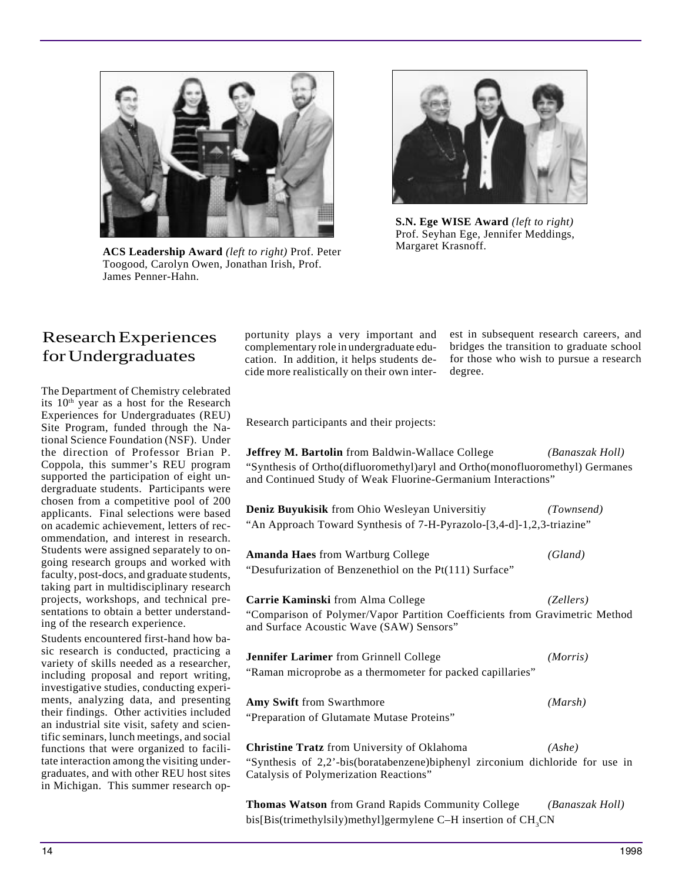**ACS Leadership Award** *(left to right)* Prof. Peter Toogood, Carolyn Owen, Jonathan Irish, Prof. James Penner-Hahn.

**S.N. Ege WISE Award** *(left to right)* Prof. Seyhan Ege, Jennifer Meddings, Margaret Krasnoff.

## Research Experiences for Undergraduates

The Department of Chemistry celebrated its 10th year as a host for the Research Experiences for Undergraduates (REU) Site Program, funded through the National Science Foundation (NSF). Under the direction of Professor Brian P. Coppola, this summer's REU program supported the participation of eight undergraduate students. Participants were chosen from a competitive pool of 200 applicants. Final selections were based on academic achievement, letters of recommendation, and interest in research. Students were assigned separately to ongoing research groups and worked with faculty, post-docs, and graduate students, taking part in multidisciplinary research projects, workshops, and technical presentations to obtain a better understanding of the research experience.

Students encountered first-hand how basic research is conducted, practicing a variety of skills needed as a researcher, including proposal and report writing, investigative studies, conducting experiments, analyzing data, and presenting their findings. Other activities included an industrial site visit, safety and scientific seminars, lunch meetings, and social functions that were organized to facilitate interaction among the visiting undergraduates, and with other REU host sites in Michigan. This summer research opportunity plays a very important and complementary role in undergraduate education. In addition, it helps students decide more realistically on their own interest in subsequent research careers, and bridges the transition to graduate school for those who wish to pursue a research degree.

Research participants and their projects:

**Jeffrey M. Bartolin** from Baldwin-Wallace College *(Banaszak Holl)*
"Synthesis of Ortho(difluoromethyl)aryl and Ortho(monofluoromethyl) Germanes and Continued Study of Weak Fluorine-Germanium Interactions"

**Deniz Buyukisik** from Ohio Wesleyan Universitiy *(Townsend)*
"An Approach Toward Synthesis of 7-H-Pyrazolo-[3,4-d]-1,2,3-triazine"

**Amanda Haes** from Wartburg College *(Gland)*
"Desufurization of Benzenethiol on the Pt(111) Surface"

**Carrie Kaminski** from Alma College *(Zellers)*
"Comparison of Polymer/Vapor Partition Coefficients from Gravimetric Method and Surface Acoustic Wave (SAW) Sensors"

**Jennifer Larimer** from Grinnell College *(Morris)*
"Raman microprobe as a thermometer for packed capillaries"

**Amy Swift** from Swarthmore *(Marsh)*
"Preparation of Glutamate Mutase Proteins"

**Christine Tratz** from University of Oklahoma *(Ashe)*
"Synthesis of 2,2'-bis(boratabenzene)biphenyl zirconium dichloride for use in Catalysis of Polymerization Reactions"

**Thomas Watson** from Grand Rapids Community College *(Banaszak Holl)*
bis[Bis(trimethylsily)methyl]germylene C–H insertion of $CH_3CN$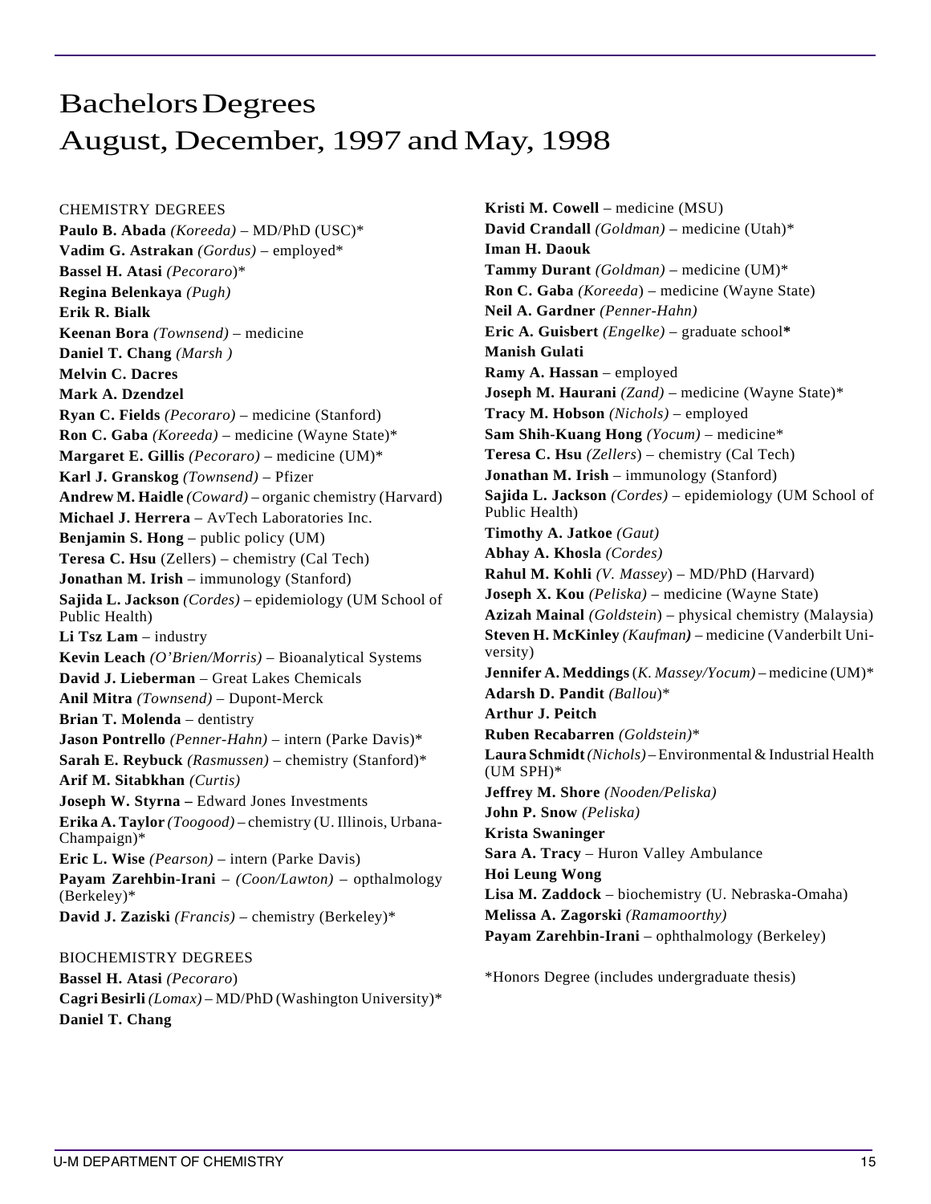# Bachelors Degrees
# August, December, 1997 and May, 1998

CHEMISTRY DEGREES

**Paulo B. Abada** *(Koreeda)* – MD/PhD (USC)*
**Vadim G. Astrakan** *(Gordus)* – employed*
**Bassel H. Atasi** *(Pecoraro)**
**Regina Belenkaya** *(Pugh)*
**Erik R. Bialk**
**Keenan Bora** *(Townsend)* – medicine
**Daniel T. Chang** *(Marsh )*
**Melvin C. Dacres**
**Mark A. Dzendzel**
**Ryan C. Fields** *(Pecoraro)* – medicine (Stanford)
**Ron C. Gaba** *(Koreeda)* – medicine (Wayne State)*
**Margaret E. Gillis** *(Pecoraro)* – medicine (UM)*
**Karl J. Granskog** *(Townsend)* – Pfizer
**Andrew M. Haidle** *(Coward)* – organic chemistry (Harvard)
**Michael J. Herrera** – AvTech Laboratories Inc.
**Benjamin S. Hong** – public policy (UM)
**Teresa C. Hsu** (Zellers) – chemistry (Cal Tech)
**Jonathan M. Irish** – immunology (Stanford)
**Sajida L. Jackson** *(Cordes)* – epidemiology (UM School of Public Health)
**Li Tsz Lam** – industry
**Kevin Leach** *(O'Brien/Morris)* – Bioanalytical Systems
**David J. Lieberman** – Great Lakes Chemicals
**Anil Mitra** *(Townsend)* – Dupont-Merck
**Brian T. Molenda** – dentistry
**Jason Pontrello** *(Penner-Hahn)* – intern (Parke Davis)*
**Sarah E. Reybuck** *(Rasmussen)* – chemistry (Stanford)*
**Arif M. Sitabkhan** *(Curtis)*
**Joseph W. Styrna** – Edward Jones Investments
**Erika A. Taylor** *(Toogood)* – chemistry (U. Illinois, Urbana-Champaign)*
**Eric L. Wise** *(Pearson)* – intern (Parke Davis)
**Payam Zarehbin-Irani** – *(Coon/Lawton)* – opthalmology (Berkeley)*
**David J. Zaziski** *(Francis)* – chemistry (Berkeley)*

BIOCHEMISTRY DEGREES

**Bassel H. Atasi** *(Pecoraro)*
**Cagri Besirli** *(Lomax)* – MD/PhD (Washington University)*
**Daniel T. Chang**
**Kristi M. Cowell** – medicine (MSU)
**David Crandall** *(Goldman)* – medicine (Utah)*
**Iman H. Daouk**
**Tammy Durant** *(Goldman)* – medicine (UM)*
**Ron C. Gaba** *(Koreeda)* – medicine (Wayne State)
**Neil A. Gardner** *(Penner-Hahn)*
**Eric A. Guisbert** *(Engelke)* – graduate school*
**Manish Gulati**
**Ramy A. Hassan** – employed
**Joseph M. Haurani** *(Zand)* – medicine (Wayne State)*
**Tracy M. Hobson** *(Nichols)* – employed
**Sam Shih-Kuang Hong** *(Yocum)* – medicine*
**Teresa C. Hsu** *(Zellers)* – chemistry (Cal Tech)
**Jonathan M. Irish** – immunology (Stanford)
**Sajida L. Jackson** *(Cordes)* – epidemiology (UM School of Public Health)
**Timothy A. Jatkoe** *(Gaut)*
**Abhay A. Khosla** *(Cordes)*
**Rahul M. Kohli** *(V. Massey)* – MD/PhD (Harvard)
**Joseph X. Kou** *(Peliska)* – medicine (Wayne State)
**Azizah Mainal** *(Goldstein)* – physical chemistry (Malaysia)
**Steven H. McKinley** *(Kaufman)* – medicine (Vanderbilt University)
**Jennifer A. Meddings** (*K. Massey/Yocum)* – medicine (UM)*
**Adarsh D. Pandit** *(Ballou)**
**Arthur J. Peitch**
**Ruben Recabarren** *(Goldstein)**
**Laura Schmidt** *(Nichols)* – Environmental & Industrial Health (UM SPH)*
**Jeffrey M. Shore** *(Nooden/Peliska)*
**John P. Snow** *(Peliska)*
**Krista Swaninger**
**Sara A. Tracy** – Huron Valley Ambulance
**Hoi Leung Wong**
**Lisa M. Zaddock** – biochemistry (U. Nebraska-Omaha)
**Melissa A. Zagorski** *(Ramamoorthy)*
**Payam Zarehbin-Irani** – ophthalmology (Berkeley)

*Honors Degree (includes undergraduate thesis)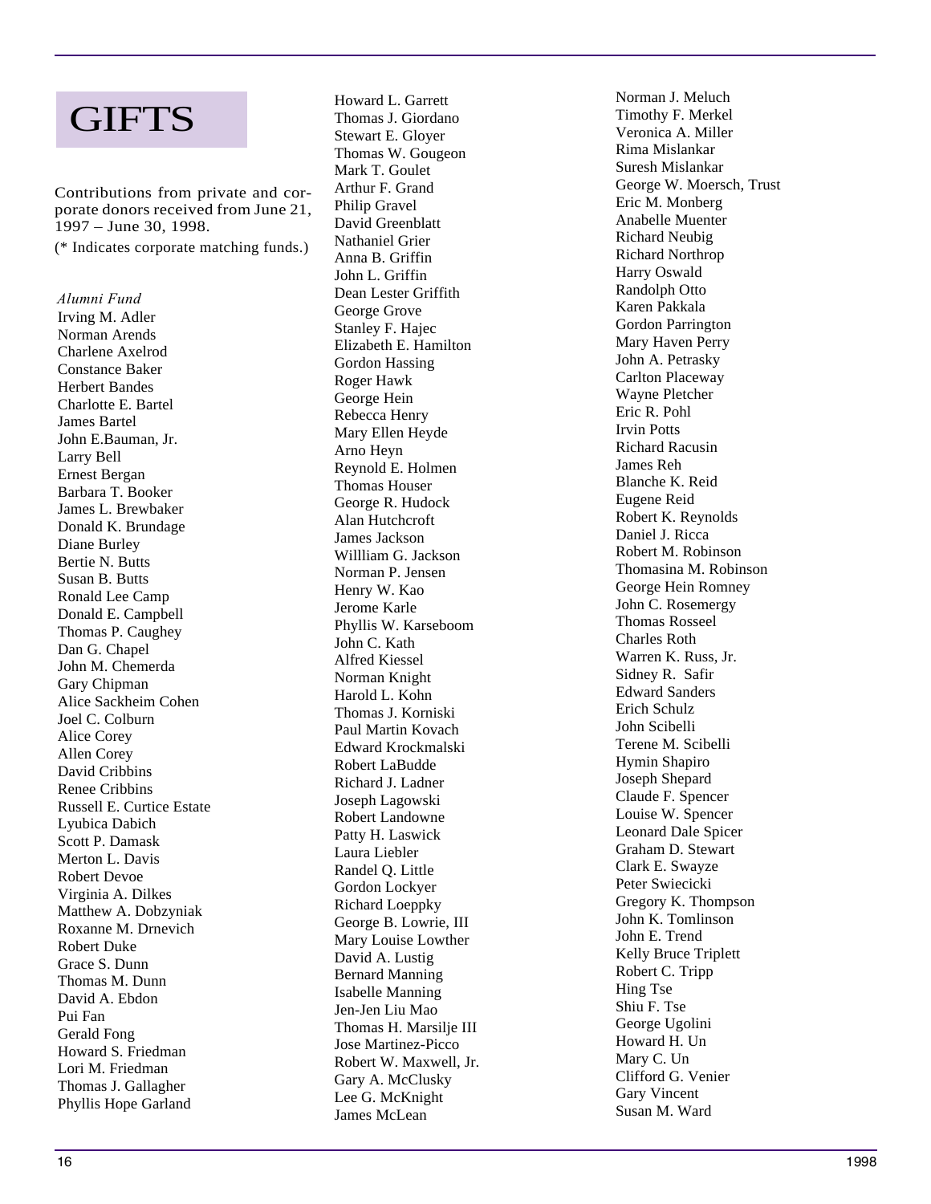# GIFTS

Contributions from private and corporate donors received from June 21, 1997 – June 30, 1998.

(* Indicates corporate matching funds.)

*Alumni Fund*

Irving M. Adler
Norman Arends
Charlene Axelrod
Constance Baker
Herbert Bandes
Charlotte E. Bartel
James Bartel
John E.Bauman, Jr.
Larry Bell
Ernest Bergan
Barbara T. Booker
James L. Brewbaker
Donald K. Brundage
Diane Burley
Bertie N. Butts
Susan B. Butts
Ronald Lee Camp
Donald E. Campbell
Thomas P. Caughey
Dan G. Chapel
John M. Chemerda
Gary Chipman
Alice Sackheim Cohen
Joel C. Colburn
Alice Corey
Allen Corey
David Cribbins
Renee Cribbins
Russell E. Curtice Estate
Lyubica Dabich
Scott P. Damask
Merton L. Davis
Robert Devoe
Virginia A. Dilkes
Matthew A. Dobzyniak
Roxanne M. Drnevich
Robert Duke
Grace S. Dunn
Thomas M. Dunn
David A. Ebdon
Pui Fan
Gerald Fong
Howard S. Friedman
Lori M. Friedman
Thomas J. Gallagher
Phyllis Hope Garland
Howard L. Garrett
Thomas J. Giordano
Stewart E. Gloyer
Thomas W. Gougeon
Mark T. Goulet
Arthur F. Grand
Philip Gravel
David Greenblatt
Nathaniel Grier
Anna B. Griffin
John L. Griffin
Dean Lester Griffith
George Grove
Stanley F. Hajec
Elizabeth E. Hamilton
Gordon Hassing
Roger Hawk
George Hein
Rebecca Henry
Mary Ellen Heyde
Arno Heyn
Reynold E. Holmen
Thomas Houser
George R. Hudock
Alan Hutchcroft
James Jackson
Willliam G. Jackson
Norman P. Jensen
Henry W. Kao
Jerome Karle
Phyllis W. Karseboom
John C. Kath
Alfred Kiessel
Norman Knight
Harold L. Kohn
Thomas J. Korniski
Paul Martin Kovach
Edward Krockmalski
Robert LaBudde
Richard J. Ladner
Joseph Lagowski
Robert Landowne
Patty H. Laswick
Laura Liebler
Randel Q. Little
Gordon Lockyer
Richard Loeppky
George B. Lowrie, III
Mary Louise Lowther
David A. Lustig
Bernard Manning
Isabelle Manning
Jen-Jen Liu Mao
Thomas H. Marsilje III
Jose Martinez-Picco
Robert W. Maxwell, Jr.
Gary A. McClusky
Lee G. McKnight
James McLean
Norman J. Meluch
Timothy F. Merkel
Veronica A. Miller
Rima Mislankar
Suresh Mislankar
George W. Moersch, Trust
Eric M. Monberg
Anabelle Muenter
Richard Neubig
Richard Northrop
Harry Oswald
Randolph Otto
Karen Pakkala
Gordon Parrington
Mary Haven Perry
John A. Petrasky
Carlton Placeway
Wayne Pletcher
Eric R. Pohl
Irvin Potts
Richard Racusin
James Reh
Blanche K. Reid
Eugene Reid
Robert K. Reynolds
Daniel J. Ricca
Robert M. Robinson
Thomasina M. Robinson
George Hein Romney
John C. Rosemergy
Thomas Rosseel
Charles Roth
Warren K. Russ, Jr.
Sidney R. Safir
Edward Sanders
Erich Schulz
John Scibelli
Terene M. Scibelli
Hymin Shapiro
Joseph Shepard
Claude F. Spencer
Louise W. Spencer
Leonard Dale Spicer
Graham D. Stewart
Clark E. Swayze
Peter Swiecicki
Gregory K. Thompson
John K. Tomlinson
John E. Trend
Kelly Bruce Triplett
Robert C. Tripp
Hing Tse
Shiu F. Tse
George Ugolini
Howard H. Un
Mary C. Un
Clifford G. Venier
Gary Vincent
Susan M. Ward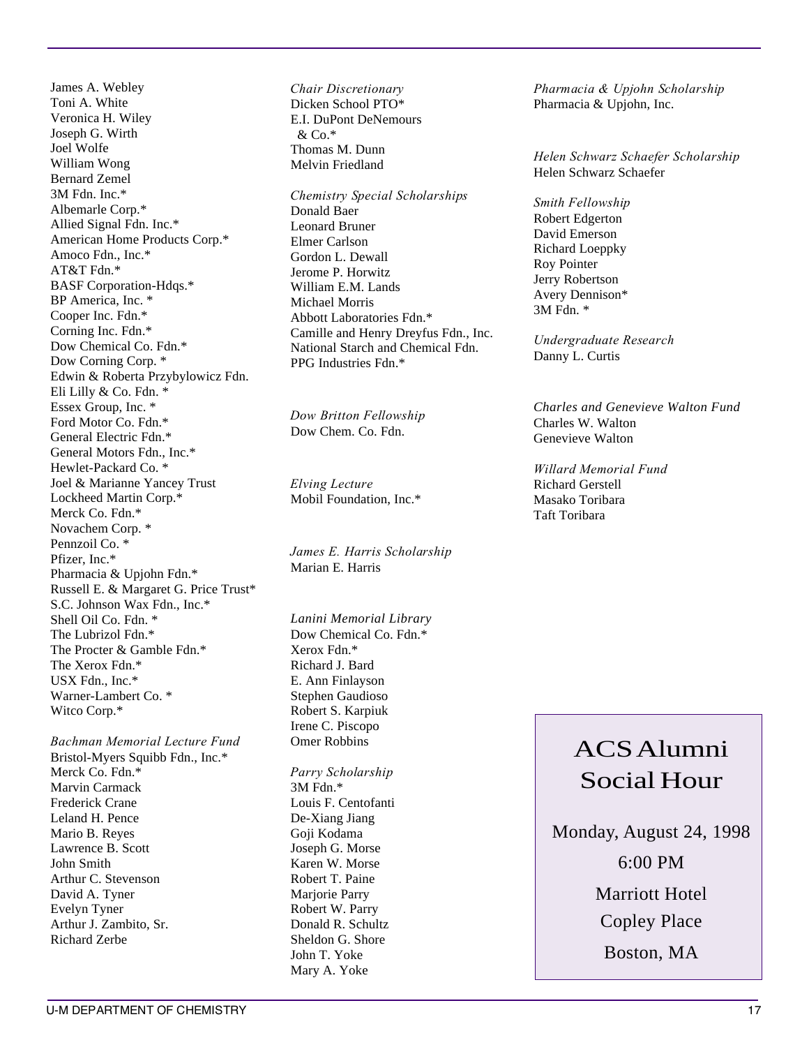James A. Webley
Toni A. White
Veronica H. Wiley
Joseph G. Wirth
Joel Wolfe
William Wong
Bernard Zemel
3M Fdn. Inc.*
Albemarle Corp.*
Allied Signal Fdn. Inc.*
American Home Products Corp.*
Amoco Fdn., Inc.*
AT&T Fdn.*
BASF Corporation-Hdqs.*
BP America, Inc. *
Cooper Inc. Fdn.*
Corning Inc. Fdn.*
Dow Chemical Co. Fdn.*
Dow Corning Corp. *
Edwin & Roberta Przybylowicz Fdn.
Eli Lilly & Co. Fdn. *
Essex Group, Inc. *
Ford Motor Co. Fdn.*
General Electric Fdn.*
General Motors Fdn., Inc.*
Hewlet-Packard Co. *
Joel & Marianne Yancey Trust
Lockheed Martin Corp.*
Merck Co. Fdn.*
Novachem Corp. *
Pennzoil Co. *
Pfizer, Inc.*
Pharmacia & Upjohn Fdn.*
Russell E. & Margaret G. Price Trust*
S.C. Johnson Wax Fdn., Inc.*
Shell Oil Co. Fdn. *
The Lubrizol Fdn.*
The Procter & Gamble Fdn.*
The Xerox Fdn.*
USX Fdn., Inc.*
Warner-Lambert Co. *
Witco Corp.*

*Bachman Memorial Lecture Fund*
Bristol-Myers Squibb Fdn., Inc.*
Merck Co. Fdn.*
Marvin Carmack
Frederick Crane
Leland H. Pence
Mario B. Reyes
Lawrence B. Scott
John Smith
Arthur C. Stevenson
David A. Tyner
Evelyn Tyner
Arthur J. Zambito, Sr.
Richard Zerbe

*Chair Discretionary*
Dicken School PTO*
E.I. DuPont DeNemours & Co.*
Thomas M. Dunn
Melvin Friedland

*Chemistry Special Scholarships*
Donald Baer
Leonard Bruner
Elmer Carlson
Gordon L. Dewall
Jerome P. Horwitz
William E.M. Lands
Michael Morris
Abbott Laboratories Fdn.*
Camille and Henry Dreyfus Fdn., Inc.
National Starch and Chemical Fdn.
PPG Industries Fdn.*

*Dow Britton Fellowship*
Dow Chem. Co. Fdn.

*Elving Lecture*
Mobil Foundation, Inc.*

*James E. Harris Scholarship*
Marian E. Harris

*Lanini Memorial Library*
Dow Chemical Co. Fdn.*
Xerox Fdn.*
Richard J. Bard
E. Ann Finlayson
Stephen Gaudioso
Robert S. Karpiuk
Irene C. Piscopo
Omer Robbins

*Parry Scholarship*
3M Fdn.*
Louis F. Centofanti
De-Xiang Jiang
Goji Kodama
Joseph G. Morse
Karen W. Morse
Robert T. Paine
Marjorie Parry
Robert W. Parry
Donald R. Schultz
Sheldon G. Shore
John T. Yoke
Mary A. Yoke

*Pharmacia & Upjohn Scholarship*
Pharmacia & Upjohn, Inc.

*Helen Schwarz Schaefer Scholarship*
Helen Schwarz Schaefer

*Smith Fellowship*
Robert Edgerton
David Emerson
Richard Loeppky
Roy Pointer
Jerry Robertson
Avery Dennison*
3M Fdn. *

*Undergraduate Research*
Danny L. Curtis

*Charles and Genevieve Walton Fund*
Charles W. Walton
Genevieve Walton

*Willard Memorial Fund*
Richard Gerstell
Masako Toribara
Taft Toribara

## ACS Alumni Social Hour

Monday, August 24, 1998

6:00 PM

Marriott Hotel

Copley Place

Boston, MA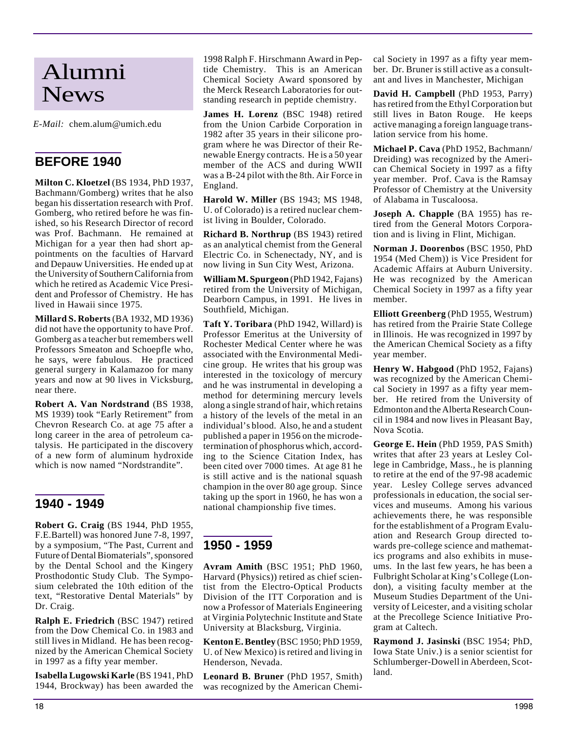# Alumni News

*E-Mail:* chem.alum@umich.edu

## BEFORE 1940

**Milton C. Kloetzel** (BS 1934, PhD 1937, Bachmann/Gomberg) writes that he also began his dissertation research with Prof. Gomberg, who retired before he was finished, so his Research Director of record was Prof. Bachmann. He remained at Michigan for a year then had short appointments on the faculties of Harvard and Depauw Universities. He ended up at the University of Southern California from which he retired as Academic Vice President and Professor of Chemistry. He has lived in Hawaii since 1975.

**Millard S. Roberts** (BA 1932, MD 1936) did not have the opportunity to have Prof. Gomberg as a teacher but remembers well Professors Smeaton and Schoepfle who, he says, were fabulous. He practiced general surgery in Kalamazoo for many years and now at 90 lives in Vicksburg, near there.

**Robert A. Van Nordstrand** (BS 1938, MS 1939) took "Early Retirement" from Chevron Research Co. at age 75 after a long career in the area of petroleum catalysis. He participated in the discovery of a new form of aluminum hydroxide which is now named "Nordstrandite".

## 1940 - 1949

**Robert G. Craig** (BS 1944, PhD 1955, F.E.Bartell) was honored June 7-8, 1997, by a symposium, "The Past, Current and Future of Dental Biomaterials", sponsored by the Dental School and the Kingery Prosthodontic Study Club. The Symposium celebrated the 10th edition of the text, "Restorative Dental Materials" by Dr. Craig.

**Ralph E. Friedrich** (BSC 1947) retired from the Dow Chemical Co. in 1983 and still lives in Midland. He has been recognized by the American Chemical Society in 1997 as a fifty year member.

**Isabella Lugowski Karle** (BS 1941, PhD 1944, Brockway) has been awarded the 1998 Ralph F. Hirschmann Award in Peptide Chemistry. This is an American Chemical Society Award sponsored by the Merck Research Laboratories for outstanding research in peptide chemistry.

**James H. Lorenz** (BSC 1948) retired from the Union Carbide Corporation in 1982 after 35 years in their silicone program where he was Director of their Renewable Energy contracts. He is a 50 year member of the ACS and during WWII was a B-24 pilot with the 8th. Air Force in England.

**Harold W. Miller** (BS 1943; MS 1948, U. of Colorado) is a retired nuclear chemist living in Boulder, Colorado.

**Richard B. Northrup** (BS 1943) retired as an analytical chemist from the General Electric Co. in Schenectady, NY, and is now living in Sun City West, Arizona.

**William M. Spurgeon** (PhD 1942, Fajans) retired from the University of Michigan, Dearborn Campus, in 1991. He lives in Southfield, Michigan.

**Taft Y. Toribara** (PhD 1942, Willard) is Professor Emeritus at the University of Rochester Medical Center where he was associated with the Environmental Medicine group. He writes that his group was interested in the toxicology of mercury and he was instrumental in developing a method for determining mercury levels along a single strand of hair, which retains a history of the levels of the metal in an individual's blood. Also, he and a student published a paper in 1956 on the microdetermination of phosphorus which, according to the Science Citation Index, has been cited over 7000 times. At age 81 he is still active and is the national squash champion in the over 80 age group. Since taking up the sport in 1960, he has won a national championship five times.

## 1950 - 1959

**Avram Amith** (BSC 1951; PhD 1960, Harvard (Physics)) retired as chief scientist from the Electro-Optical Products Division of the ITT Corporation and is now a Professor of Materials Engineering at Virginia Polytechnic Institute and State University at Blacksburg, Virginia.

**Kenton E. Bentley** (BSC 1950; PhD 1959, U. of New Mexico) is retired and living in Henderson, Nevada.

**Leonard B. Bruner** (PhD 1957, Smith) was recognized by the American Chemical Society in 1997 as a fifty year member. Dr. Bruner is still active as a consultant and lives in Manchester, Michigan

**David H. Campbell** (PhD 1953, Parry) has retired from the Ethyl Corporation but still lives in Baton Rouge. He keeps active managing a foreign language translation service from his home.

**Michael P. Cava** (PhD 1952, Bachmann/Dreiding) was recognized by the American Chemical Society in 1997 as a fifty year member. Prof. Cava is the Ramsay Professor of Chemistry at the University of Alabama in Tuscaloosa.

**Joseph A. Chapple** (BA 1955) has retired from the General Motors Corporation and is living in Flint, Michigan.

**Norman J. Doorenbos** (BSC 1950, PhD 1954 (Med Chem)) is Vice President for Academic Affairs at Auburn University. He was recognized by the American Chemical Society in 1997 as a fifty year member.

**Elliott Greenberg** (PhD 1955, Westrum) has retired from the Prairie State College in Illinois. He was recognized in 1997 by the American Chemical Society as a fifty year member.

**Henry W. Habgood** (PhD 1952, Fajans) was recognized by the American Chemical Society in 1997 as a fifty year member. He retired from the University of Edmonton and the Alberta Research Council in 1984 and now lives in Pleasant Bay, Nova Scotia.

**George E. Hein** (PhD 1959, PAS Smith) writes that after 23 years at Lesley College in Cambridge, Mass., he is planning to retire at the end of the 97-98 academic year. Lesley College serves advanced professionals in education, the social services and museums. Among his various achievements there, he was responsible for the establishment of a Program Evaluation and Research Group directed towards pre-college science and mathematics programs and also exhibits in museums. In the last few years, he has been a Fulbright Scholar at King's College (London), a visiting faculty member at the Museum Studies Department of the University of Leicester, and a visiting scholar at the Precollege Science Initiative Program at Caltech.

**Raymond J. Jasinski** (BSC 1954; PhD, Iowa State Univ.) is a senior scientist for Schlumberger-Dowell in Aberdeen, Scotland.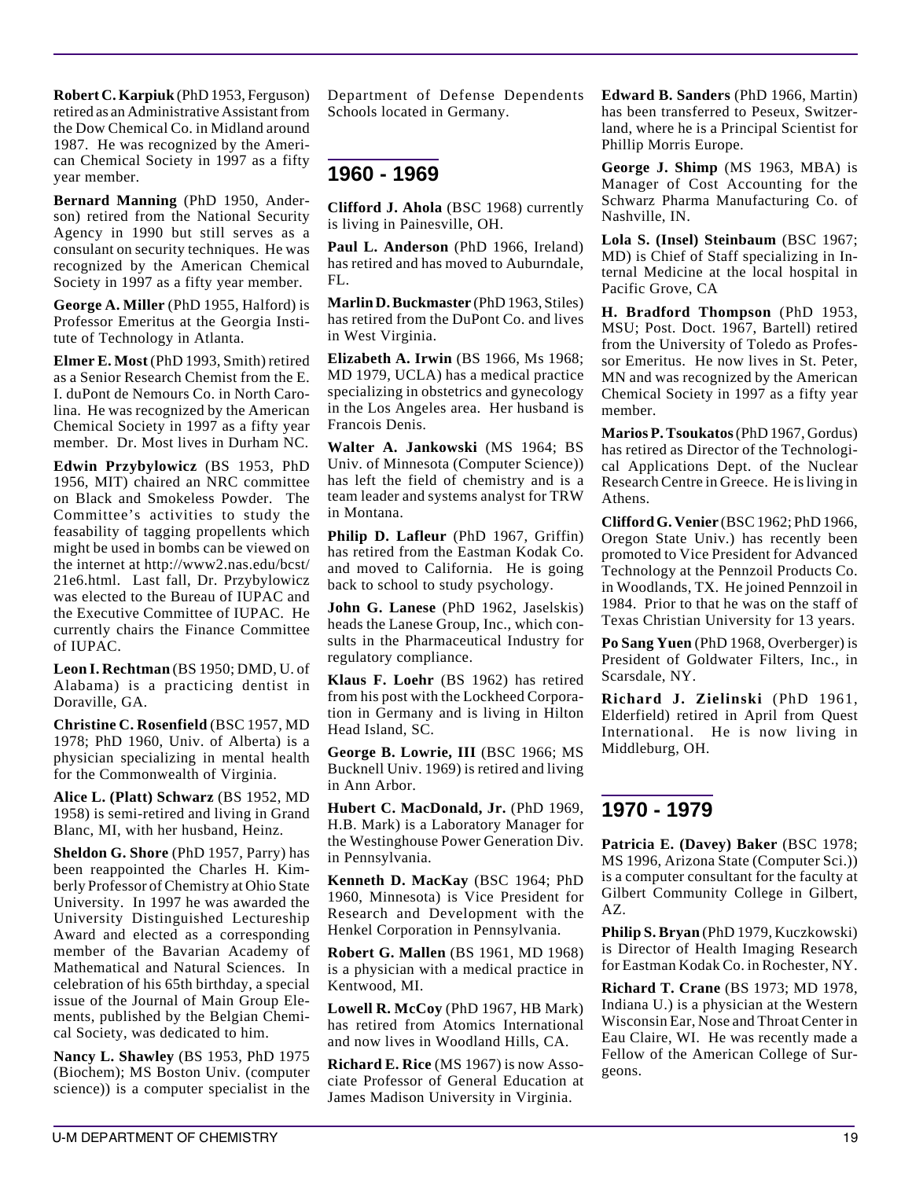**Robert C. Karpiuk** (PhD 1953, Ferguson) retired as an Administrative Assistant from the Dow Chemical Co. in Midland around 1987. He was recognized by the American Chemical Society in 1997 as a fifty year member.

**Bernard Manning** (PhD 1950, Anderson) retired from the National Security Agency in 1990 but still serves as a consulant on security techniques. He was recognized by the American Chemical Society in 1997 as a fifty year member.

**George A. Miller** (PhD 1955, Halford) is Professor Emeritus at the Georgia Institute of Technology in Atlanta.

**Elmer E. Most** (PhD 1993, Smith) retired as a Senior Research Chemist from the E. I. duPont de Nemours Co. in North Carolina. He was recognized by the American Chemical Society in 1997 as a fifty year member. Dr. Most lives in Durham NC.

**Edwin Przybylowicz** (BS 1953, PhD 1956, MIT) chaired an NRC committee on Black and Smokeless Powder. The Committee's activities to study the feasability of tagging propellents which might be used in bombs can be viewed on the internet at http://www2.nas.edu/bcst/21e6.html. Last fall, Dr. Przybylowicz was elected to the Bureau of IUPAC and the Executive Committee of IUPAC. He currently chairs the Finance Committee of IUPAC.

**Leon I. Rechtman** (BS 1950; DMD, U. of Alabama) is a practicing dentist in Doraville, GA.

**Christine C. Rosenfield** (BSC 1957, MD 1978; PhD 1960, Univ. of Alberta) is a physician specializing in mental health for the Commonwealth of Virginia.

**Alice L. (Platt) Schwarz** (BS 1952, MD 1958) is semi-retired and living in Grand Blanc, MI, with her husband, Heinz.

**Sheldon G. Shore** (PhD 1957, Parry) has been reappointed the Charles H. Kimberly Professor of Chemistry at Ohio State University. In 1997 he was awarded the University Distinguished Lectureship Award and elected as a corresponding member of the Bavarian Academy of Mathematical and Natural Sciences. In celebration of his 65th birthday, a special issue of the Journal of Main Group Elements, published by the Belgian Chemical Society, was dedicated to him.

**Nancy L. Shawley** (BS 1953, PhD 1975 (Biochem); MS Boston Univ. (computer science)) is a computer specialist in the Department of Defense Dependents Schools located in Germany.

## 1960 - 1969

**Clifford J. Ahola** (BSC 1968) currently is living in Painesville, OH.

**Paul L. Anderson** (PhD 1966, Ireland) has retired and has moved to Auburndale, FL.

**Marlin D. Buckmaster** (PhD 1963, Stiles) has retired from the DuPont Co. and lives in West Virginia.

**Elizabeth A. Irwin** (BS 1966, Ms 1968; MD 1979, UCLA) has a medical practice specializing in obstetrics and gynecology in the Los Angeles area. Her husband is Francois Denis.

**Walter A. Jankowski** (MS 1964; BS Univ. of Minnesota (Computer Science)) has left the field of chemistry and is a team leader and systems analyst for TRW in Montana.

**Philip D. Lafleur** (PhD 1967, Griffin) has retired from the Eastman Kodak Co. and moved to California. He is going back to school to study psychology.

**John G. Lanese** (PhD 1962, Jaselskis) heads the Lanese Group, Inc., which consults in the Pharmaceutical Industry for regulatory compliance.

**Klaus F. Loehr** (BS 1962) has retired from his post with the Lockheed Corporation in Germany and is living in Hilton Head Island, SC.

**George B. Lowrie, III** (BSC 1966; MS Bucknell Univ. 1969) is retired and living in Ann Arbor.

**Hubert C. MacDonald, Jr.** (PhD 1969, H.B. Mark) is a Laboratory Manager for the Westinghouse Power Generation Div. in Pennsylvania.

**Kenneth D. MacKay** (BSC 1964; PhD 1960, Minnesota) is Vice President for Research and Development with the Henkel Corporation in Pennsylvania.

**Robert G. Mallen** (BS 1961, MD 1968) is a physician with a medical practice in Kentwood, MI.

**Lowell R. McCoy** (PhD 1967, HB Mark) has retired from Atomics International and now lives in Woodland Hills, CA.

**Richard E. Rice** (MS 1967) is now Associate Professor of General Education at James Madison University in Virginia.

**Edward B. Sanders** (PhD 1966, Martin) has been transferred to Peseux, Switzerland, where he is a Principal Scientist for Phillip Morris Europe.

**George J. Shimp** (MS 1963, MBA) is Manager of Cost Accounting for the Schwarz Pharma Manufacturing Co. of Nashville, IN.

**Lola S. (Insel) Steinbaum** (BSC 1967; MD) is Chief of Staff specializing in Internal Medicine at the local hospital in Pacific Grove, CA

**H. Bradford Thompson** (PhD 1953, MSU; Post. Doct. 1967, Bartell) retired from the University of Toledo as Professor Emeritus. He now lives in St. Peter, MN and was recognized by the American Chemical Society in 1997 as a fifty year member.

**Marios P. Tsoukatos** (PhD 1967, Gordus) has retired as Director of the Technological Applications Dept. of the Nuclear Research Centre in Greece. He is living in Athens.

**Clifford G. Venier** (BSC 1962; PhD 1966, Oregon State Univ.) has recently been promoted to Vice President for Advanced Technology at the Pennzoil Products Co. in Woodlands, TX. He joined Pennzoil in 1984. Prior to that he was on the staff of Texas Christian University for 13 years.

**Po Sang Yuen** (PhD 1968, Overberger) is President of Goldwater Filters, Inc., in Scarsdale, NY.

**Richard J. Zielinski** (PhD 1961, Elderfield) retired in April from Quest International. He is now living in Middleburg, OH.

## 1970 - 1979

**Patricia E. (Davey) Baker** (BSC 1978; MS 1996, Arizona State (Computer Sci.)) is a computer consultant for the faculty at Gilbert Community College in Gilbert, AZ.

**Philip S. Bryan** (PhD 1979, Kuczkowski) is Director of Health Imaging Research for Eastman Kodak Co. in Rochester, NY.

**Richard T. Crane** (BS 1973; MD 1978, Indiana U.) is a physician at the Western Wisconsin Ear, Nose and Throat Center in Eau Claire, WI. He was recently made a Fellow of the American College of Surgeons.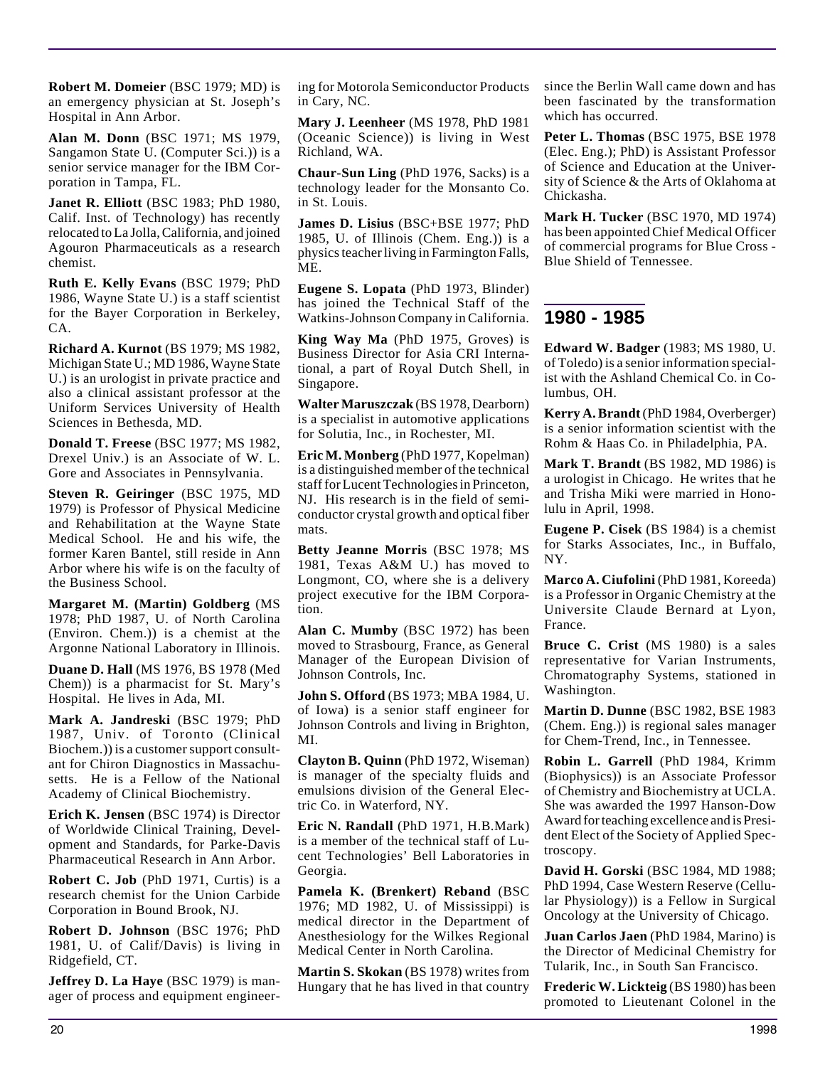**Robert M. Domeier** (BSC 1979; MD) is an emergency physician at St. Joseph's Hospital in Ann Arbor.

**Alan M. Donn** (BSC 1971; MS 1979, Sangamon State U. (Computer Sci.)) is a senior service manager for the IBM Corporation in Tampa, FL.

**Janet R. Elliott** (BSC 1983; PhD 1980, Calif. Inst. of Technology) has recently relocated to La Jolla, California, and joined Agouron Pharmaceuticals as a research chemist.

**Ruth E. Kelly Evans** (BSC 1979; PhD 1986, Wayne State U.) is a staff scientist for the Bayer Corporation in Berkeley, CA.

**Richard A. Kurnot** (BS 1979; MS 1982, Michigan State U.; MD 1986, Wayne State U.) is an urologist in private practice and also a clinical assistant professor at the Uniform Services University of Health Sciences in Bethesda, MD.

**Donald T. Freese** (BSC 1977; MS 1982, Drexel Univ.) is an Associate of W. L. Gore and Associates in Pennsylvania.

**Steven R. Geiringer** (BSC 1975, MD 1979) is Professor of Physical Medicine and Rehabilitation at the Wayne State Medical School. He and his wife, the former Karen Bantel, still reside in Ann Arbor where his wife is on the faculty of the Business School.

**Margaret M. (Martin) Goldberg** (MS 1978; PhD 1987, U. of North Carolina (Environ. Chem.)) is a chemist at the Argonne National Laboratory in Illinois.

**Duane D. Hall** (MS 1976, BS 1978 (Med Chem)) is a pharmacist for St. Mary's Hospital. He lives in Ada, MI.

**Mark A. Jandreski** (BSC 1979; PhD 1987, Univ. of Toronto (Clinical Biochem.)) is a customer support consultant for Chiron Diagnostics in Massachusetts. He is a Fellow of the National Academy of Clinical Biochemistry.

**Erich K. Jensen** (BSC 1974) is Director of Worldwide Clinical Training, Development and Standards, for Parke-Davis Pharmaceutical Research in Ann Arbor.

**Robert C. Job** (PhD 1971, Curtis) is a research chemist for the Union Carbide Corporation in Bound Brook, NJ.

**Robert D. Johnson** (BSC 1976; PhD 1981, U. of Calif/Davis) is living in Ridgefield, CT.

**Jeffrey D. La Haye** (BSC 1979) is manager of process and equipment engineering for Motorola Semiconductor Products in Cary, NC.

**Mary J. Leenheer** (MS 1978, PhD 1981 (Oceanic Science)) is living in West Richland, WA.

**Chaur-Sun Ling** (PhD 1976, Sacks) is a technology leader for the Monsanto Co. in St. Louis.

**James D. Lisius** (BSC+BSE 1977; PhD 1985, U. of Illinois (Chem. Eng.)) is a physics teacher living in Farmington Falls, ME.

**Eugene S. Lopata** (PhD 1973, Blinder) has joined the Technical Staff of the Watkins-Johnson Company in California.

**King Way Ma** (PhD 1975, Groves) is Business Director for Asia CRI International, a part of Royal Dutch Shell, in Singapore.

**Walter Maruszczak** (BS 1978, Dearborn) is a specialist in automotive applications for Solutia, Inc., in Rochester, MI.

**Eric M. Monberg** (PhD 1977, Kopelman) is a distinguished member of the technical staff for Lucent Technologies in Princeton, NJ. His research is in the field of semiconductor crystal growth and optical fiber mats.

**Betty Jeanne Morris** (BSC 1978; MS 1981, Texas A&M U.) has moved to Longmont, CO, where she is a delivery project executive for the IBM Corporation.

**Alan C. Mumby** (BSC 1972) has been moved to Strasbourg, France, as General Manager of the European Division of Johnson Controls, Inc.

**John S. Offord** (BS 1973; MBA 1984, U. of Iowa) is a senior staff engineer for Johnson Controls and living in Brighton, MI.

**Clayton B. Quinn** (PhD 1972, Wiseman) is manager of the specialty fluids and emulsions division of the General Electric Co. in Waterford, NY.

**Eric N. Randall** (PhD 1971, H.B.Mark) is a member of the technical staff of Lucent Technologies' Bell Laboratories in Georgia.

**Pamela K. (Brenkert) Reband** (BSC 1976; MD 1982, U. of Mississippi) is medical director in the Department of Anesthesiology for the Wilkes Regional Medical Center in North Carolina.

**Martin S. Skokan** (BS 1978) writes from Hungary that he has lived in that country since the Berlin Wall came down and has been fascinated by the transformation which has occurred.

**Peter L. Thomas** (BSC 1975, BSE 1978 (Elec. Eng.); PhD) is Assistant Professor of Science and Education at the University of Science & the Arts of Oklahoma at Chickasha.

**Mark H. Tucker** (BSC 1970, MD 1974) has been appointed Chief Medical Officer of commercial programs for Blue Cross - Blue Shield of Tennessee.

## 1980 - 1985

**Edward W. Badger** (1983; MS 1980, U. of Toledo) is a senior information specialist with the Ashland Chemical Co. in Columbus, OH.

**Kerry A. Brandt** (PhD 1984, Overberger) is a senior information scientist with the Rohm & Haas Co. in Philadelphia, PA.

**Mark T. Brandt** (BS 1982, MD 1986) is a urologist in Chicago. He writes that he and Trisha Miki were married in Honolulu in April, 1998.

**Eugene P. Cisek** (BS 1984) is a chemist for Starks Associates, Inc., in Buffalo, NY.

**Marco A. Ciufolini** (PhD 1981, Koreeda) is a Professor in Organic Chemistry at the Universite Claude Bernard at Lyon, France.

**Bruce C. Crist** (MS 1980) is a sales representative for Varian Instruments, Chromatography Systems, stationed in Washington.

**Martin D. Dunne** (BSC 1982, BSE 1983 (Chem. Eng.)) is regional sales manager for Chem-Trend, Inc., in Tennessee.

**Robin L. Garrell** (PhD 1984, Krimm (Biophysics)) is an Associate Professor of Chemistry and Biochemistry at UCLA. She was awarded the 1997 Hanson-Dow Award for teaching excellence and is President Elect of the Society of Applied Spectroscopy.

**David H. Gorski** (BSC 1984, MD 1988; PhD 1994, Case Western Reserve (Cellular Physiology)) is a Fellow in Surgical Oncology at the University of Chicago.

**Juan Carlos Jaen** (PhD 1984, Marino) is the Director of Medicinal Chemistry for Tularik, Inc., in South San Francisco.

**Frederic W. Lickteig** (BS 1980) has been promoted to Lieutenant Colonel in the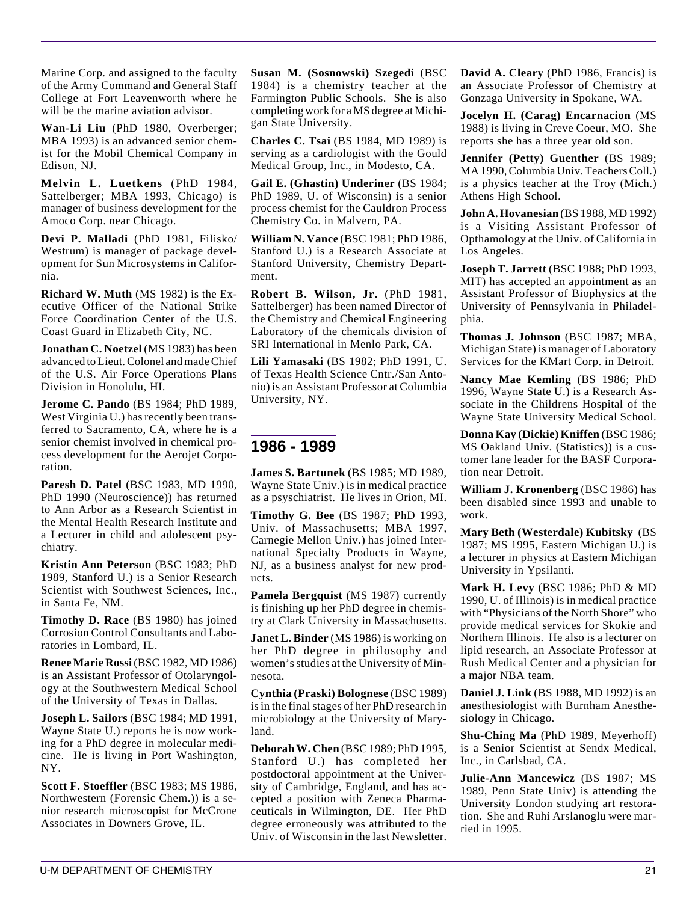Marine Corp. and assigned to the faculty of the Army Command and General Staff College at Fort Leavenworth where he will be the marine aviation advisor.

**Wan-Li Liu** (PhD 1980, Overberger; MBA 1993) is an advanced senior chemist for the Mobil Chemical Company in Edison, NJ.

**Melvin L. Luetkens** (PhD 1984, Sattelberger; MBA 1993, Chicago) is manager of business development for the Amoco Corp. near Chicago.

**Devi P. Malladi** (PhD 1981, Filisko/Westrum) is manager of package development for Sun Microsystems in California.

**Richard W. Muth** (MS 1982) is the Executive Officer of the National Strike Force Coordination Center of the U.S. Coast Guard in Elizabeth City, NC.

**Jonathan C. Noetzel** (MS 1983) has been advanced to Lieut. Colonel and made Chief of the U.S. Air Force Operations Plans Division in Honolulu, HI.

**Jerome C. Pando** (BS 1984; PhD 1989, West Virginia U.) has recently been transferred to Sacramento, CA, where he is a senior chemist involved in chemical process development for the Aerojet Corporation.

**Paresh D. Patel** (BSC 1983, MD 1990, PhD 1990 (Neuroscience)) has returned to Ann Arbor as a Research Scientist in the Mental Health Research Institute and a Lecturer in child and adolescent psychiatry.

**Kristin Ann Peterson** (BSC 1983; PhD 1989, Stanford U.) is a Senior Research Scientist with Southwest Sciences, Inc., in Santa Fe, NM.

**Timothy D. Race** (BS 1980) has joined Corrosion Control Consultants and Laboratories in Lombard, IL.

**Renee Marie Rossi** (BSC 1982, MD 1986) is an Assistant Professor of Otolaryngology at the Southwestern Medical School of the University of Texas in Dallas.

**Joseph L. Sailors** (BSC 1984; MD 1991, Wayne State U.) reports he is now working for a PhD degree in molecular medicine. He is living in Port Washington, NY.

**Scott F. Stoeffler** (BSC 1983; MS 1986, Northwestern (Forensic Chem.)) is a senior research microscopist for McCrone Associates in Downers Grove, IL.

**Susan M. (Sosnowski) Szegedi** (BSC 1984) is a chemistry teacher at the Farmington Public Schools. She is also completing work for a MS degree at Michigan State University.

**Charles C. Tsai** (BS 1984, MD 1989) is serving as a cardiologist with the Gould Medical Group, Inc., in Modesto, CA.

**Gail E. (Ghastin) Underiner** (BS 1984; PhD 1989, U. of Wisconsin) is a senior process chemist for the Cauldron Process Chemistry Co. in Malvern, PA.

**William N. Vance** (BSC 1981; PhD 1986, Stanford U.) is a Research Associate at Stanford University, Chemistry Department.

**Robert B. Wilson, Jr.** (PhD 1981, Sattelberger) has been named Director of the Chemistry and Chemical Engineering Laboratory of the chemicals division of SRI International in Menlo Park, CA.

**Lili Yamasaki** (BS 1982; PhD 1991, U. of Texas Health Science Cntr./San Antonio) is an Assistant Professor at Columbia University, NY.

## 1986 - 1989

**James S. Bartunek** (BS 1985; MD 1989, Wayne State Univ.) is in medical practice as a psyschiatrist. He lives in Orion, MI.

**Timothy G. Bee** (BS 1987; PhD 1993, Univ. of Massachusetts; MBA 1997, Carnegie Mellon Univ.) has joined International Specialty Products in Wayne, NJ, as a business analyst for new products.

**Pamela Bergquist** (MS 1987) currently is finishing up her PhD degree in chemistry at Clark University in Massachusetts.

**Janet L. Binder** (MS 1986) is working on her PhD degree in philosophy and women's studies at the University of Minnesota.

**Cynthia (Praski) Bolognese** (BSC 1989) is in the final stages of her PhD research in microbiology at the University of Maryland.

**Deborah W. Chen** (BSC 1989; PhD 1995, Stanford U.) has completed her postdoctoral appointment at the University of Cambridge, England, and has accepted a position with Zeneca Pharmaceuticals in Wilmington, DE. Her PhD degree erroneously was attributed to the Univ. of Wisconsin in the last Newsletter.

**David A. Cleary** (PhD 1986, Francis) is an Associate Professor of Chemistry at Gonzaga University in Spokane, WA.

**Jocelyn H. (Carag) Encarnacion** (MS 1988) is living in Creve Coeur, MO. She reports she has a three year old son.

**Jennifer (Petty) Guenther** (BS 1989; MA 1990, Columbia Univ. Teachers Coll.) is a physics teacher at the Troy (Mich.) Athens High School.

**John A. Hovanesian** (BS 1988, MD 1992) is a Visiting Assistant Professor of Opthamology at the Univ. of California in Los Angeles.

**Joseph T. Jarrett** (BSC 1988; PhD 1993, MIT) has accepted an appointment as an Assistant Professor of Biophysics at the University of Pennsylvania in Philadelphia.

**Thomas J. Johnson** (BSC 1987; MBA, Michigan State) is manager of Laboratory Services for the KMart Corp. in Detroit.

**Nancy Mae Kemling** (BS 1986; PhD 1996, Wayne State U.) is a Research Associate in the Childrens Hospital of the Wayne State University Medical School.

**Donna Kay (Dickie) Kniffen** (BSC 1986; MS Oakland Univ. (Statistics)) is a customer lane leader for the BASF Corporation near Detroit.

**William J. Kronenberg** (BSC 1986) has been disabled since 1993 and unable to work.

**Mary Beth (Westerdale) Kubitsky** (BS 1987; MS 1995, Eastern Michigan U.) is a lecturer in physics at Eastern Michigan University in Ypsilanti.

**Mark H. Levy** (BSC 1986; PhD & MD 1990, U. of Illinois) is in medical practice with "Physicians of the North Shore" who provide medical services for Skokie and Northern Illinois. He also is a lecturer on lipid research, an Associate Professor at Rush Medical Center and a physician for a major NBA team.

**Daniel J. Link** (BS 1988, MD 1992) is an anesthesiologist with Burnham Anesthesiology in Chicago.

**Shu-Ching Ma** (PhD 1989, Meyerhoff) is a Senior Scientist at Sendx Medical, Inc., in Carlsbad, CA.

**Julie-Ann Mancewicz** (BS 1987; MS 1989, Penn State Univ) is attending the University London studying art restoration. She and Ruhi Arslanoglu were married in 1995.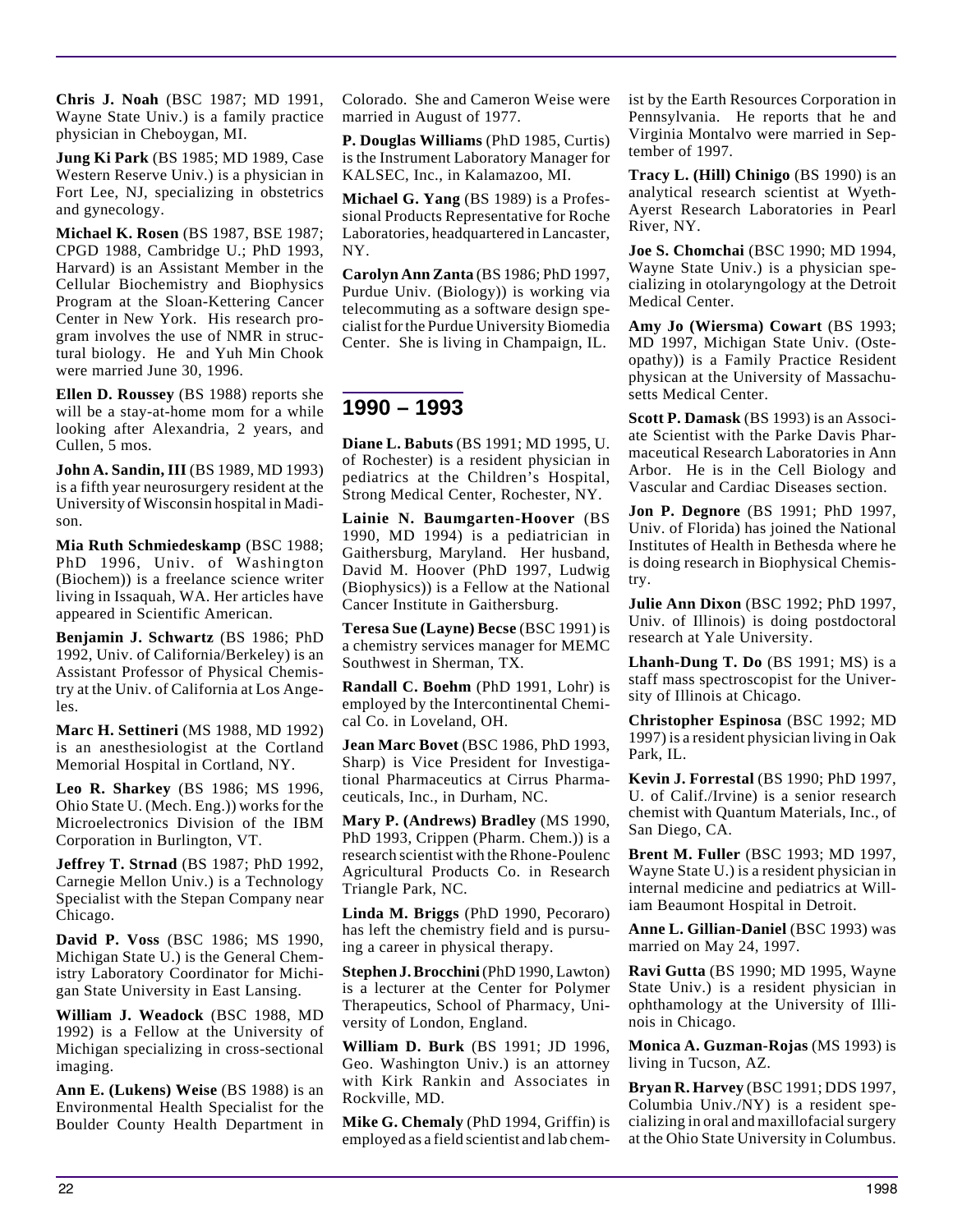**Chris J. Noah** (BSC 1987; MD 1991, Wayne State Univ.) is a family practice physician in Cheboygan, MI.

**Jung Ki Park** (BS 1985; MD 1989, Case Western Reserve Univ.) is a physician in Fort Lee, NJ, specializing in obstetrics and gynecology.

**Michael K. Rosen** (BS 1987, BSE 1987; CPGD 1988, Cambridge U.; PhD 1993, Harvard) is an Assistant Member in the Cellular Biochemistry and Biophysics Program at the Sloan-Kettering Cancer Center in New York. His research program involves the use of NMR in structural biology. He and Yuh Min Chook were married June 30, 1996.

**Ellen D. Roussey** (BS 1988) reports she will be a stay-at-home mom for a while looking after Alexandria, 2 years, and Cullen, 5 mos.

**John A. Sandin, III** (BS 1989, MD 1993) is a fifth year neurosurgery resident at the University of Wisconsin hospital in Madison.

**Mia Ruth Schmiedeskamp** (BSC 1988; PhD 1996, Univ. of Washington (Biochem)) is a freelance science writer living in Issaquah, WA. Her articles have appeared in Scientific American.

**Benjamin J. Schwartz** (BS 1986; PhD 1992, Univ. of California/Berkeley) is an Assistant Professor of Physical Chemistry at the Univ. of California at Los Angeles.

**Marc H. Settineri** (MS 1988, MD 1992) is an anesthesiologist at the Cortland Memorial Hospital in Cortland, NY.

**Leo R. Sharkey** (BS 1986; MS 1996, Ohio State U. (Mech. Eng.)) works for the Microelectronics Division of the IBM Corporation in Burlington, VT.

**Jeffrey T. Strnad** (BS 1987; PhD 1992, Carnegie Mellon Univ.) is a Technology Specialist with the Stepan Company near Chicago.

**David P. Voss** (BSC 1986; MS 1990, Michigan State U.) is the General Chemistry Laboratory Coordinator for Michigan State University in East Lansing.

**William J. Weadock** (BSC 1988, MD 1992) is a Fellow at the University of Michigan specializing in cross-sectional imaging.

**Ann E. (Lukens) Weise** (BS 1988) is an Environmental Health Specialist for the Boulder County Health Department in Colorado. She and Cameron Weise were married in August of 1977.

**P. Douglas Williams** (PhD 1985, Curtis) is the Instrument Laboratory Manager for KALSEC, Inc., in Kalamazoo, MI.

**Michael G. Yang** (BS 1989) is a Professional Products Representative for Roche Laboratories, headquartered in Lancaster, NY.

**Carolyn Ann Zanta** (BS 1986; PhD 1997, Purdue Univ. (Biology)) is working via telecommuting as a software design specialist for the Purdue University Biomedia Center. She is living in Champaign, IL.

## 1990 – 1993

**Diane L. Babuts** (BS 1991; MD 1995, U. of Rochester) is a resident physician in pediatrics at the Children's Hospital, Strong Medical Center, Rochester, NY.

**Lainie N. Baumgarten-Hoover** (BS 1990, MD 1994) is a pediatrician in Gaithersburg, Maryland. Her husband, David M. Hoover (PhD 1997, Ludwig (Biophysics)) is a Fellow at the National Cancer Institute in Gaithersburg.

**Teresa Sue (Layne) Becse** (BSC 1991) is a chemistry services manager for MEMC Southwest in Sherman, TX.

**Randall C. Boehm** (PhD 1991, Lohr) is employed by the Intercontinental Chemical Co. in Loveland, OH.

**Jean Marc Bovet** (BSC 1986, PhD 1993, Sharp) is Vice President for Investigational Pharmaceuticals at Cirrus Pharmaceuticals, Inc., in Durham, NC.

**Mary P. (Andrews) Bradley** (MS 1990, PhD 1993, Crippen (Pharm. Chem.)) is a research scientist with the Rhone-Poulenc Agricultural Products Co. in Research Triangle Park, NC.

**Linda M. Briggs** (PhD 1990, Pecoraro) has left the chemistry field and is pursuing a career in physical therapy.

**Stephen J. Brocchini** (PhD 1990, Lawton) is a lecturer at the Center for Polymer Therapeutics, School of Pharmacy, University of London, England.

**William D. Burk** (BS 1991; JD 1996, Geo. Washington Univ.) is an attorney with Kirk Rankin and Associates in Rockville, MD.

**Mike G. Chemaly** (PhD 1994, Griffin) is employed as a field scientist and lab chemist by the Earth Resources Corporation in Pennsylvania. He reports that he and Virginia Montalvo were married in September of 1997.

**Tracy L. (Hill) Chinigo** (BS 1990) is an analytical research scientist at Wyeth-Ayerst Research Laboratories in Pearl River, NY.

**Joe S. Chomchai** (BSC 1990; MD 1994, Wayne State Univ.) is a physician specializing in otolaryngology at the Detroit Medical Center.

**Amy Jo (Wiersma) Cowart** (BS 1993; MD 1997, Michigan State Univ. (Osteopathy)) is a Family Practice Resident physican at the University of Massachusetts Medical Center.

**Scott P. Damask** (BS 1993) is an Associate Scientist with the Parke Davis Pharmaceutical Research Laboratories in Ann Arbor. He is in the Cell Biology and Vascular and Cardiac Diseases section.

**Jon P. Degnore** (BS 1991; PhD 1997, Univ. of Florida) has joined the National Institutes of Health in Bethesda where he is doing research in Biophysical Chemistry.

**Julie Ann Dixon** (BSC 1992; PhD 1997, Univ. of Illinois) is doing postdoctoral research at Yale University.

**Lhanh-Dung T. Do** (BS 1991; MS) is a staff mass spectroscopist for the University of Illinois at Chicago.

**Christopher Espinosa** (BSC 1992; MD 1997) is a resident physician living in Oak Park, IL.

**Kevin J. Forrestal** (BS 1990; PhD 1997, U. of Calif./Irvine) is a senior research chemist with Quantum Materials, Inc., of San Diego, CA.

**Brent M. Fuller** (BSC 1993; MD 1997, Wayne State U.) is a resident physician in internal medicine and pediatrics at William Beaumont Hospital in Detroit.

**Anne L. Gillian-Daniel** (BSC 1993) was married on May 24, 1997.

**Ravi Gutta** (BS 1990; MD 1995, Wayne State Univ.) is a resident physician in ophthamology at the University of Illinois in Chicago.

**Monica A. Guzman-Rojas** (MS 1993) is living in Tucson, AZ.

**Bryan R. Harvey** (BSC 1991; DDS 1997, Columbia Univ./NY) is a resident specializing in oral and maxillofacial surgery at the Ohio State University in Columbus.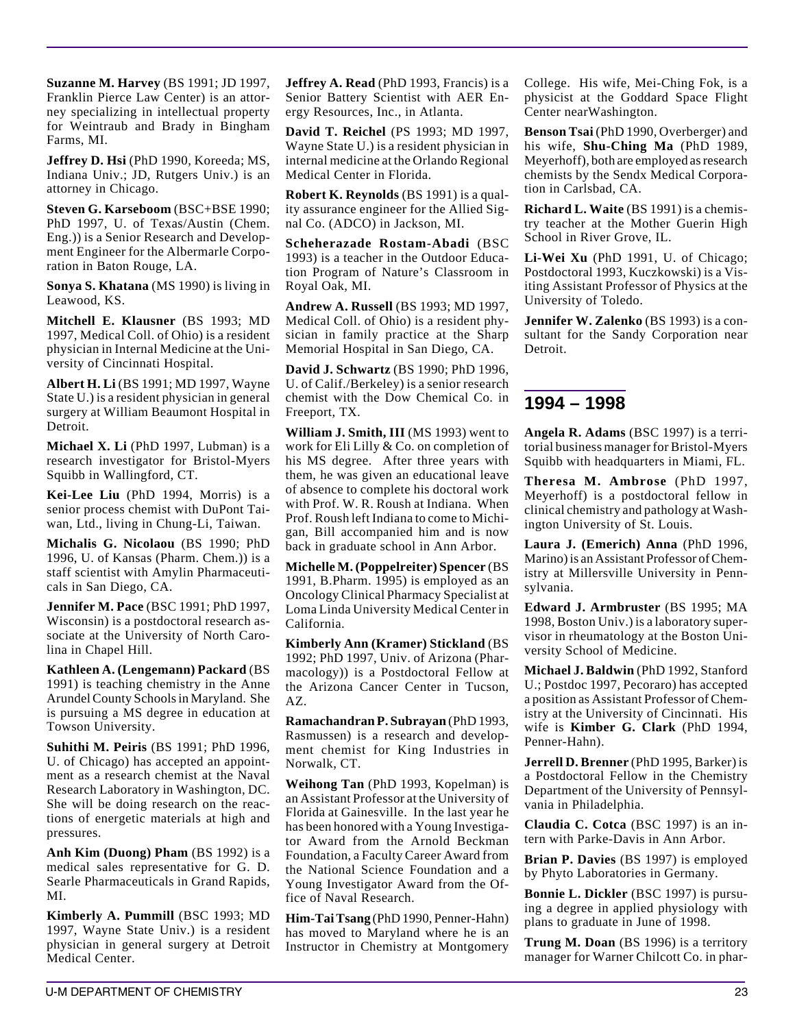**Suzanne M. Harvey** (BS 1991; JD 1997, Franklin Pierce Law Center) is an attorney specializing in intellectual property for Weintraub and Brady in Bingham Farms, MI.

**Jeffrey D. Hsi** (PhD 1990, Koreeda; MS, Indiana Univ.; JD, Rutgers Univ.) is an attorney in Chicago.

**Steven G. Karseboom** (BSC+BSE 1990; PhD 1997, U. of Texas/Austin (Chem. Eng.)) is a Senior Research and Development Engineer for the Albermarle Corporation in Baton Rouge, LA.

**Sonya S. Khatana** (MS 1990) is living in Leawood, KS.

**Mitchell E. Klausner** (BS 1993; MD 1997, Medical Coll. of Ohio) is a resident physician in Internal Medicine at the University of Cincinnati Hospital.

**Albert H. Li** (BS 1991; MD 1997, Wayne State U.) is a resident physician in general surgery at William Beaumont Hospital in Detroit.

**Michael X. Li** (PhD 1997, Lubman) is a research investigator for Bristol-Myers Squibb in Wallingford, CT.

**Kei-Lee Liu** (PhD 1994, Morris) is a senior process chemist with DuPont Taiwan, Ltd., living in Chung-Li, Taiwan.

**Michalis G. Nicolaou** (BS 1990; PhD 1996, U. of Kansas (Pharm. Chem.)) is a staff scientist with Amylin Pharmaceuticals in San Diego, CA.

**Jennifer M. Pace** (BSC 1991; PhD 1997, Wisconsin) is a postdoctoral research associate at the University of North Carolina in Chapel Hill.

**Kathleen A. (Lengemann) Packard** (BS 1991) is teaching chemistry in the Anne Arundel County Schools in Maryland. She is pursuing a MS degree in education at Towson University.

**Suhithi M. Peiris** (BS 1991; PhD 1996, U. of Chicago) has accepted an appointment as a research chemist at the Naval Research Laboratory in Washington, DC. She will be doing research on the reactions of energetic materials at high and pressures.

**Anh Kim (Duong) Pham** (BS 1992) is a medical sales representative for G. D. Searle Pharmaceuticals in Grand Rapids, MI.

**Kimberly A. Pummill** (BSC 1993; MD 1997, Wayne State Univ.) is a resident physician in general surgery at Detroit Medical Center.

**Jeffrey A. Read** (PhD 1993, Francis) is a Senior Battery Scientist with AER Energy Resources, Inc., in Atlanta.

**David T. Reichel** (PS 1993; MD 1997, Wayne State U.) is a resident physician in internal medicine at the Orlando Regional Medical Center in Florida.

**Robert K. Reynolds** (BS 1991) is a quality assurance engineer for the Allied Signal Co. (ADCO) in Jackson, MI.

**Scheherazade Rostam-Abadi** (BSC 1993) is a teacher in the Outdoor Education Program of Nature's Classroom in Royal Oak, MI.

**Andrew A. Russell** (BS 1993; MD 1997, Medical Coll. of Ohio) is a resident physician in family practice at the Sharp Memorial Hospital in San Diego, CA.

**David J. Schwartz** (BS 1990; PhD 1996, U. of Calif./Berkeley) is a senior research chemist with the Dow Chemical Co. in Freeport, TX.

**William J. Smith, III** (MS 1993) went to work for Eli Lilly & Co. on completion of his MS degree. After three years with them, he was given an educational leave of absence to complete his doctoral work with Prof. W. R. Roush at Indiana. When Prof. Roush left Indiana to come to Michigan, Bill accompanied him and is now back in graduate school in Ann Arbor.

**Michelle M. (Poppelreiter) Spencer** (BS 1991, B.Pharm. 1995) is employed as an Oncology Clinical Pharmacy Specialist at Loma Linda University Medical Center in California.

**Kimberly Ann (Kramer) Stickland** (BS 1992; PhD 1997, Univ. of Arizona (Pharmacology)) is a Postdoctoral Fellow at the Arizona Cancer Center in Tucson, AZ.

**Ramachandran P. Subrayan** (PhD 1993, Rasmussen) is a research and development chemist for King Industries in Norwalk, CT.

**Weihong Tan** (PhD 1993, Kopelman) is an Assistant Professor at the University of Florida at Gainesville. In the last year he has been honored with a Young Investigator Award from the Arnold Beckman Foundation, a Faculty Career Award from the National Science Foundation and a Young Investigator Award from the Office of Naval Research.

**Him-Tai Tsang** (PhD 1990, Penner-Hahn) has moved to Maryland where he is an Instructor in Chemistry at Montgomery College. His wife, Mei-Ching Fok, is a physicist at the Goddard Space Flight Center nearWashington.

**Benson Tsai** (PhD 1990, Overberger) and his wife, **Shu-Ching Ma** (PhD 1989, Meyerhoff), both are employed as research chemists by the Sendx Medical Corporation in Carlsbad, CA.

**Richard L. Waite** (BS 1991) is a chemistry teacher at the Mother Guerin High School in River Grove, IL.

**Li-Wei Xu** (PhD 1991, U. of Chicago; Postdoctoral 1993, Kuczkowski) is a Visiting Assistant Professor of Physics at the University of Toledo.

**Jennifer W. Zalenko** (BS 1993) is a consultant for the Sandy Corporation near Detroit.

## 1994 – 1998

**Angela R. Adams** (BSC 1997) is a territorial business manager for Bristol-Myers Squibb with headquarters in Miami, FL.

**Theresa M. Ambrose** (PhD 1997, Meyerhoff) is a postdoctoral fellow in clinical chemistry and pathology at Washington University of St. Louis.

**Laura J. (Emerich) Anna** (PhD 1996, Marino) is an Assistant Professor of Chemistry at Millersville University in Pennsylvania.

**Edward J. Armbruster** (BS 1995; MA 1998, Boston Univ.) is a laboratory supervisor in rheumatology at the Boston University School of Medicine.

**Michael J. Baldwin** (PhD 1992, Stanford U.; Postdoc 1997, Pecoraro) has accepted a position as Assistant Professor of Chemistry at the University of Cincinnati. His wife is **Kimber G. Clark** (PhD 1994, Penner-Hahn).

**Jerrell D. Brenner** (PhD 1995, Barker) is a Postdoctoral Fellow in the Chemistry Department of the University of Pennsylvania in Philadelphia.

**Claudia C. Cotca** (BSC 1997) is an intern with Parke-Davis in Ann Arbor.

**Brian P. Davies** (BS 1997) is employed by Phyto Laboratories in Germany.

**Bonnie L. Dickler** (BSC 1997) is pursuing a degree in applied physiology with plans to graduate in June of 1998.

**Trung M. Doan** (BS 1996) is a territory manager for Warner Chilcott Co. in phar-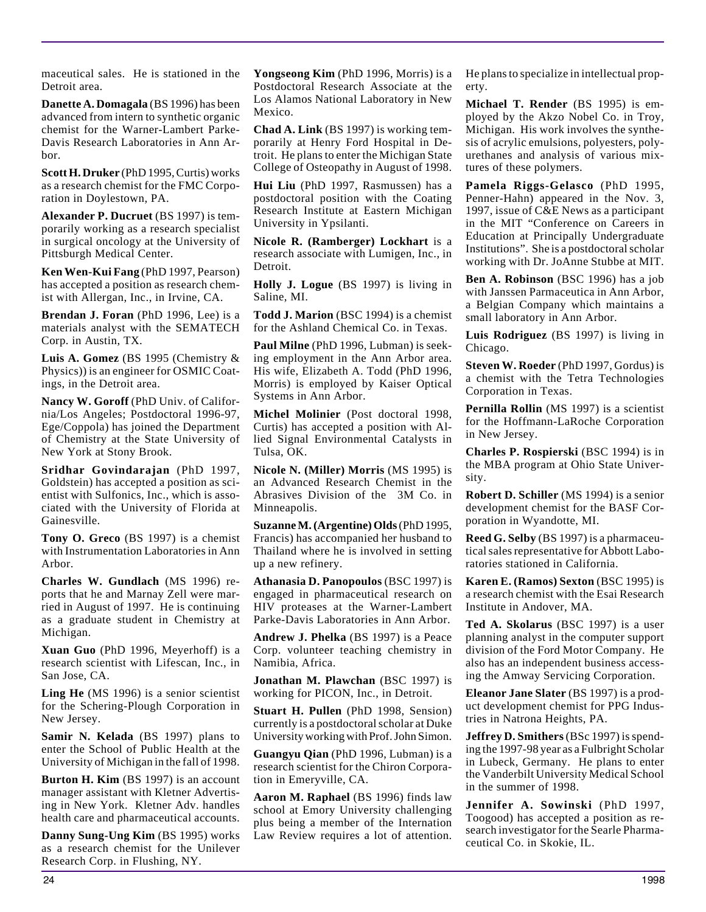maceutical sales. He is stationed in the Detroit area.

**Danette A. Domagala** (BS 1996) has been advanced from intern to synthetic organic chemist for the Warner-Lambert Parke-Davis Research Laboratories in Ann Arbor.

**Scott H. Druker** (PhD 1995, Curtis) works as a research chemist for the FMC Corporation in Doylestown, PA.

**Alexander P. Ducruet** (BS 1997) is temporarily working as a research specialist in surgical oncology at the University of Pittsburgh Medical Center.

**Ken Wen-Kui Fang** (PhD 1997, Pearson) has accepted a position as research chemist with Allergan, Inc., in Irvine, CA.

**Brendan J. Foran** (PhD 1996, Lee) is a materials analyst with the SEMATECH Corp. in Austin, TX.

**Luis A. Gomez** (BS 1995 (Chemistry & Physics)) is an engineer for OSMIC Coatings, in the Detroit area.

**Nancy W. Goroff** (PhD Univ. of California/Los Angeles; Postdoctoral 1996-97, Ege/Coppola) has joined the Department of Chemistry at the State University of New York at Stony Brook.

**Sridhar Govindarajan** (PhD 1997, Goldstein) has accepted a position as scientist with Sulfonics, Inc., which is associated with the University of Florida at Gainesville.

**Tony O. Greco** (BS 1997) is a chemist with Instrumentation Laboratories in Ann Arbor.

**Charles W. Gundlach** (MS 1996) reports that he and Marnay Zell were married in August of 1997. He is continuing as a graduate student in Chemistry at Michigan.

**Xuan Guo** (PhD 1996, Meyerhoff) is a research scientist with Lifescan, Inc., in San Jose, CA.

**Ling He** (MS 1996) is a senior scientist for the Schering-Plough Corporation in New Jersey.

**Samir N. Kelada** (BS 1997) plans to enter the School of Public Health at the University of Michigan in the fall of 1998.

**Burton H. Kim** (BS 1997) is an account manager assistant with Kletner Advertising in New York. Kletner Adv. handles health care and pharmaceutical accounts.

**Danny Sung-Ung Kim** (BS 1995) works as a research chemist for the Unilever Research Corp. in Flushing, NY.

**Yongseong Kim** (PhD 1996, Morris) is a Postdoctoral Research Associate at the Los Alamos National Laboratory in New Mexico.

**Chad A. Link** (BS 1997) is working temporarily at Henry Ford Hospital in Detroit. He plans to enter the Michigan State College of Osteopathy in August of 1998.

**Hui Liu** (PhD 1997, Rasmussen) has a postdoctoral position with the Coating Research Institute at Eastern Michigan University in Ypsilanti.

**Nicole R. (Ramberger) Lockhart** is a research associate with Lumigen, Inc., in Detroit.

**Holly J. Logue** (BS 1997) is living in Saline, MI.

**Todd J. Marion** (BSC 1994) is a chemist for the Ashland Chemical Co. in Texas.

**Paul Milne** (PhD 1996, Lubman) is seeking employment in the Ann Arbor area. His wife, Elizabeth A. Todd (PhD 1996, Morris) is employed by Kaiser Optical Systems in Ann Arbor.

**Michel Molinier** (Post doctoral 1998, Curtis) has accepted a position with Allied Signal Environmental Catalysts in Tulsa, OK.

**Nicole N. (Miller) Morris** (MS 1995) is an Advanced Research Chemist in the Abrasives Division of the 3M Co. in Minneapolis.

**Suzanne M. (Argentine) Olds** (PhD 1995, Francis) has accompanied her husband to Thailand where he is involved in setting up a new refinery.

**Athanasia D. Panopoulos** (BSC 1997) is engaged in pharmaceutical research on HIV proteases at the Warner-Lambert Parke-Davis Laboratories in Ann Arbor.

**Andrew J. Phelka** (BS 1997) is a Peace Corp. volunteer teaching chemistry in Namibia, Africa.

**Jonathan M. Plawchan** (BSC 1997) is working for PICON, Inc., in Detroit.

**Stuart H. Pullen** (PhD 1998, Sension) currently is a postdoctoral scholar at Duke University working with Prof. John Simon.

**Guangyu Qian** (PhD 1996, Lubman) is a research scientist for the Chiron Corporation in Emeryville, CA.

**Aaron M. Raphael** (BS 1996) finds law school at Emory University challenging plus being a member of the Internation Law Review requires a lot of attention. He plans to specialize in intellectual property.

**Michael T. Render** (BS 1995) is employed by the Akzo Nobel Co. in Troy, Michigan. His work involves the synthesis of acrylic emulsions, polyesters, polyurethanes and analysis of various mixtures of these polymers.

**Pamela Riggs-Gelasco** (PhD 1995, Penner-Hahn) appeared in the Nov. 3, 1997, issue of C&E News as a participant in the MIT "Conference on Careers in Education at Principally Undergraduate Institutions". She is a postdoctoral scholar working with Dr. JoAnne Stubbe at MIT.

**Ben A. Robinson** (BSC 1996) has a job with Janssen Parmaceutica in Ann Arbor, a Belgian Company which maintains a small laboratory in Ann Arbor.

**Luis Rodriguez** (BS 1997) is living in Chicago.

**Steven W. Roeder** (PhD 1997, Gordus) is a chemist with the Tetra Technologies Corporation in Texas.

**Pernilla Rollin** (MS 1997) is a scientist for the Hoffmann-LaRoche Corporation in New Jersey.

**Charles P. Rospierski** (BSC 1994) is in the MBA program at Ohio State University.

**Robert D. Schiller** (MS 1994) is a senior development chemist for the BASF Corporation in Wyandotte, MI.

**Reed G. Selby** (BS 1997) is a pharmaceutical sales representative for Abbott Laboratories stationed in California.

**Karen E. (Ramos) Sexton** (BSC 1995) is a research chemist with the Esai Research Institute in Andover, MA.

**Ted A. Skolarus** (BSC 1997) is a user planning analyst in the computer support division of the Ford Motor Company. He also has an independent business accessing the Amway Servicing Corporation.

**Eleanor Jane Slater** (BS 1997) is a product development chemist for PPG Industries in Natrona Heights, PA.

**Jeffrey D. Smithers** (BSc 1997) is spending the 1997-98 year as a Fulbright Scholar in Lubeck, Germany. He plans to enter the Vanderbilt University Medical School in the summer of 1998.

**Jennifer A. Sowinski** (PhD 1997, Toogood) has accepted a position as research investigator for the Searle Pharmaceutical Co. in Skokie, IL.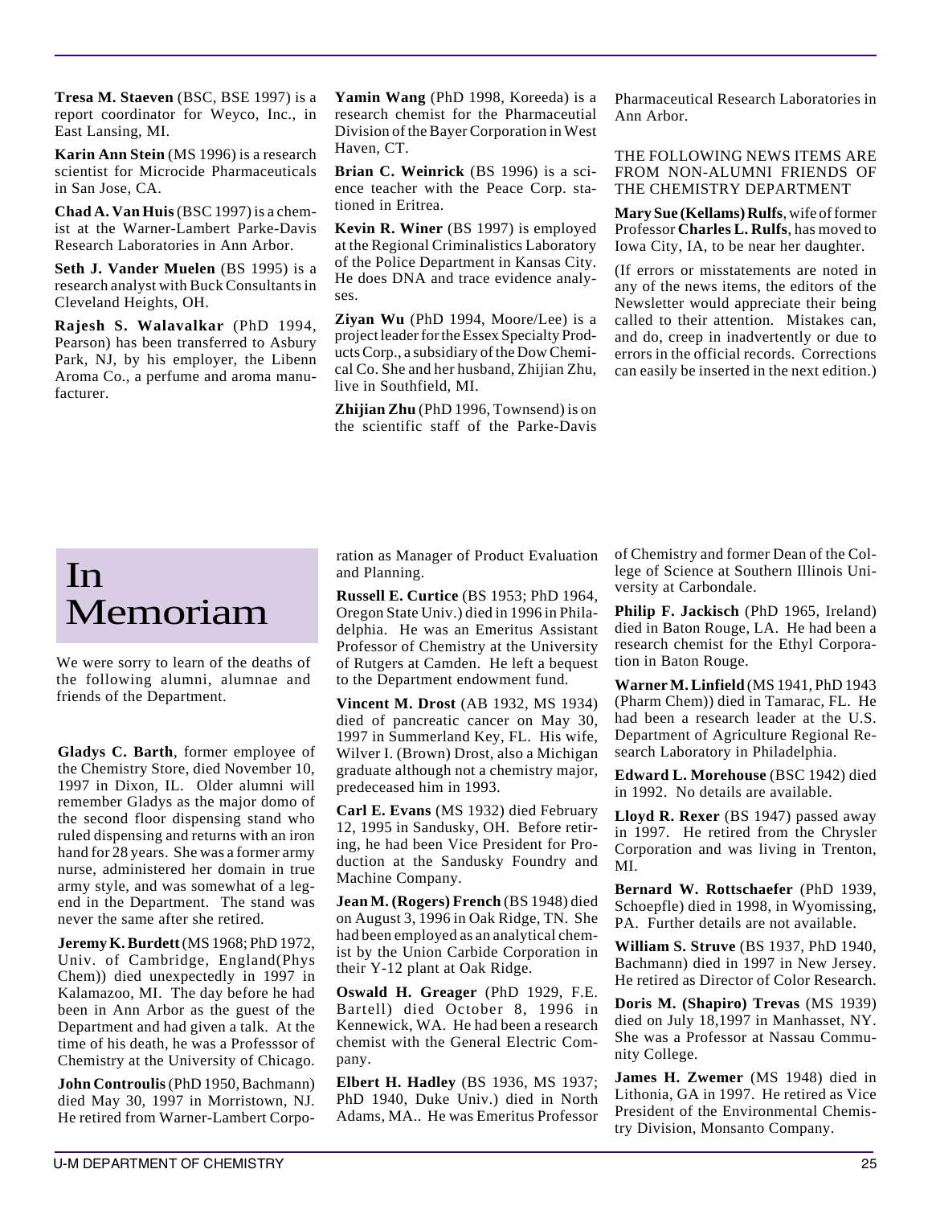**Tresa M. Staeven** (BSC, BSE 1997) is a report coordinator for Weyco, Inc., in East Lansing, MI.

**Karin Ann Stein** (MS 1996) is a research scientist for Microcide Pharmaceuticals in San Jose, CA.

**Chad A. Van Huis** (BSC 1997) is a chemist at the Warner-Lambert Parke-Davis Research Laboratories in Ann Arbor.

**Seth J. Vander Muelen** (BS 1995) is a research analyst with Buck Consultants in Cleveland Heights, OH.

**Rajesh S. Walavalkar** (PhD 1994, Pearson) has been transferred to Asbury Park, NJ, by his employer, the Libenn Aroma Co., a perfume and aroma manufacturer.

**Yamin Wang** (PhD 1998, Koreeda) is a research chemist for the Pharmaceutial Division of the Bayer Corporation in West Haven, CT.

**Brian C. Weinrick** (BS 1996) is a science teacher with the Peace Corp. stationed in Eritrea.

**Kevin R. Winer** (BS 1997) is employed at the Regional Criminalistics Laboratory of the Police Department in Kansas City. He does DNA and trace evidence analyses.

**Ziyan Wu** (PhD 1994, Moore/Lee) is a project leader for the Essex Specialty Products Corp., a subsidiary of the Dow Chemical Co. She and her husband, Zhijian Zhu, live in Southfield, MI.

**Zhijian Zhu** (PhD 1996, Townsend) is on the scientific staff of the Parke-Davis Pharmaceutical Research Laboratories in Ann Arbor.

THE FOLLOWING NEWS ITEMS ARE FROM NON-ALUMNI FRIENDS OF THE CHEMISTRY DEPARTMENT

**Mary Sue (Kellams) Rulfs**, wife of former Professor **Charles L. Rulfs**, has moved to Iowa City, IA, to be near her daughter.

(If errors or misstatements are noted in any of the news items, the editors of the Newsletter would appreciate their being called to their attention. Mistakes can, and do, creep in inadvertently or due to errors in the official records. Corrections can easily be inserted in the next edition.)

# In Memoriam

We were sorry to learn of the deaths of the following alumni, alumnae and friends of the Department.

**Gladys C. Barth**, former employee of the Chemistry Store, died November 10, 1997 in Dixon, IL. Older alumni will remember Gladys as the major domo of the second floor dispensing stand who ruled dispensing and returns with an iron hand for 28 years. She was a former army nurse, administered her domain in true army style, and was somewhat of a legend in the Department. The stand was never the same after she retired.

**Jeremy K. Burdett** (MS 1968; PhD 1972, Univ. of Cambridge, England(Phys Chem)) died unexpectedly in 1997 in Kalamazoo, MI. The day before he had been in Ann Arbor as the guest of the Department and had given a talk. At the time of his death, he was a Professsor of Chemistry at the University of Chicago.

**John Controulis** (PhD 1950, Bachmann) died May 30, 1997 in Morristown, NJ. He retired from Warner-Lambert Corporation as Manager of Product Evaluation and Planning.

**Russell E. Curtice** (BS 1953; PhD 1964, Oregon State Univ.) died in 1996 in Philadelphia. He was an Emeritus Assistant Professor of Chemistry at the University of Rutgers at Camden. He left a bequest to the Department endowment fund.

**Vincent M. Drost** (AB 1932, MS 1934) died of pancreatic cancer on May 30, 1997 in Summerland Key, FL. His wife, Wilver I. (Brown) Drost, also a Michigan graduate although not a chemistry major, predeceased him in 1993.

**Carl E. Evans** (MS 1932) died February 12, 1995 in Sandusky, OH. Before retiring, he had been Vice President for Production at the Sandusky Foundry and Machine Company.

**Jean M. (Rogers) French** (BS 1948) died on August 3, 1996 in Oak Ridge, TN. She had been employed as an analytical chemist by the Union Carbide Corporation in their Y-12 plant at Oak Ridge.

**Oswald H. Greager** (PhD 1929, F.E. Bartell) died October 8, 1996 in Kennewick, WA. He had been a research chemist with the General Electric Company.

**Elbert H. Hadley** (BS 1936, MS 1937; PhD 1940, Duke Univ.) died in North Adams, MA.. He was Emeritus Professor of Chemistry and former Dean of the College of Science at Southern Illinois University at Carbondale.

**Philip F. Jackisch** (PhD 1965, Ireland) died in Baton Rouge, LA. He had been a research chemist for the Ethyl Corporation in Baton Rouge.

**Warner M. Linfield** (MS 1941, PhD 1943 (Pharm Chem)) died in Tamarac, FL. He had been a research leader at the U.S. Department of Agriculture Regional Research Laboratory in Philadelphia.

**Edward L. Morehouse** (BSC 1942) died in 1992. No details are available.

**Lloyd R. Rexer** (BS 1947) passed away in 1997. He retired from the Chrysler Corporation and was living in Trenton, MI.

**Bernard W. Rottschaefer** (PhD 1939, Schoepfle) died in 1998, in Wyomissing, PA. Further details are not available.

**William S. Struve** (BS 1937, PhD 1940, Bachmann) died in 1997 in New Jersey. He retired as Director of Color Research.

**Doris M. (Shapiro) Trevas** (MS 1939) died on July 18,1997 in Manhasset, NY. She was a Professor at Nassau Community College.

**James H. Zwemer** (MS 1948) died in Lithonia, GA in 1997. He retired as Vice President of the Environmental Chemistry Division, Monsanto Company.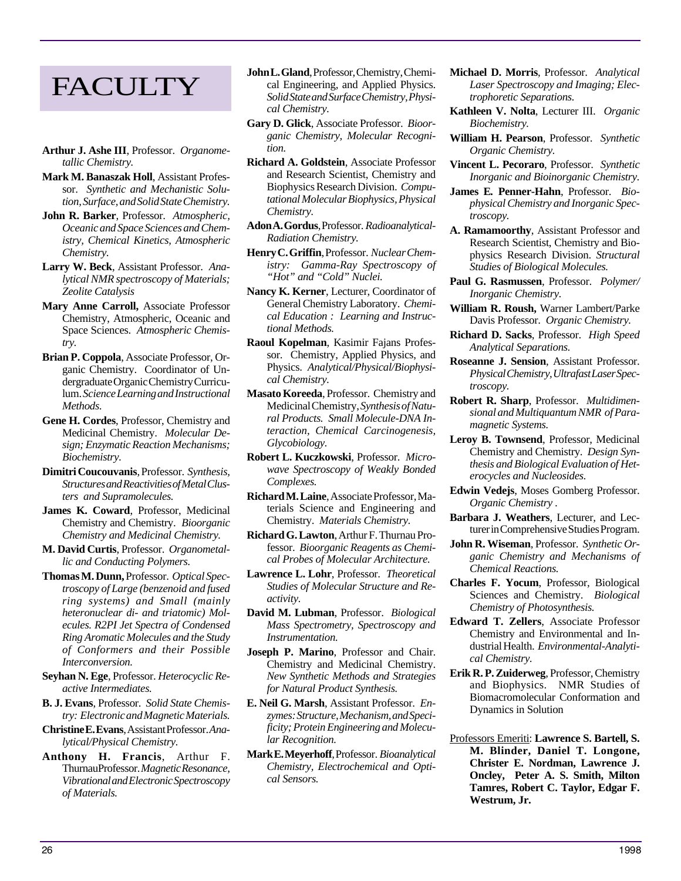# FACULTY

**Arthur J. Ashe III**, Professor. *Organometallic Chemistry.*

**Mark M. Banaszak Holl**, Assistant Professor. *Synthetic and Mechanistic Solution, Surface, and Solid State Chemistry.*

**John R. Barker**, Professor. *Atmospheric, Oceanic and Space Sciences and Chemistry, Chemical Kinetics, Atmospheric Chemistry.*

**Larry W. Beck**, Assistant Professor. *Analytical NMR spectroscopy of Materials; Zeolite Catalysis*

**Mary Anne Carroll,** Associate Professor Chemistry, Atmospheric, Oceanic and Space Sciences. *Atmospheric Chemistry.*

**Brian P. Coppola**, Associate Professor, Organic Chemistry. Coordinator of Undergraduate Organic Chemistry Curriculum. *Science Learning and Instructional Methods.*

**Gene H. Cordes**, Professor, Chemistry and Medicinal Chemistry. *Molecular Design; Enzymatic Reaction Mechanisms; Biochemistry.*

**Dimitri Coucouvanis**, Professor. *Synthesis, Structures and Reactivities of Metal Clusters and Supramolecules.*

**James K. Coward**, Professor, Medicinal Chemistry and Chemistry. *Bioorganic Chemistry and Medicinal Chemistry.*

**M. David Curtis**, Professor. *Organometallic and Conducting Polymers.*

**Thomas M. Dunn,** Professor. *Optical Spectroscopy of Large (benzenoid and fused ring systems) and Small (mainly heteronuclear di- and triatomic) Molecules. R2PI Jet Spectra of Condensed Ring Aromatic Molecules and the Study of Conformers and their Possible Interconversion.*

**Seyhan N. Ege**, Professor. *Heterocyclic Reactive Intermediates.*

**B. J. Evans**, Professor. *Solid State Chemistry: Electronic and Magnetic Materials.*

**Christine E. Evans**, Assistant Professor. *Analytical/Physical Chemistry.*

**Anthony H. Francis**, Arthur F. Thurnau Professor. *Magnetic Resonance, Vibrational and Electronic Spectroscopy of Materials.*

**John L. Gland**, Professor, Chemistry, Chemical Engineering, and Applied Physics. *Solid State and Surface Chemistry, Physical Chemistry.*

**Gary D. Glick**, Associate Professor. *Bioorganic Chemistry, Molecular Recognition.*

**Richard A. Goldstein**, Associate Professor and Research Scientist, Chemistry and Biophysics Research Division. *Computational Molecular Biophysics, Physical Chemistry.*

**Adon A. Gordus**, Professor. *Radioanalytical-Radiation Chemistry.*

**Henry C. Griffin**, Professor. *Nuclear Chemistry: Gamma-Ray Spectroscopy of "Hot" and "Cold" Nuclei.*

**Nancy K. Kerner**, Lecturer, Coordinator of General Chemistry Laboratory. *Chemical Education : Learning and Instructional Methods.*

**Raoul Kopelman**, Kasimir Fajans Professor. Chemistry, Applied Physics, and Physics. *Analytical/Physical/Biophysical Chemistry.*

**Masato Koreeda**, Professor. Chemistry and Medicinal Chemistry, *Synthesis of Natural Products. Small Molecule-DNA Interaction, Chemical Carcinogenesis, Glycobiology.*

**Robert L. Kuczkowski**, Professor. *Microwave Spectroscopy of Weakly Bonded Complexes.*

**Richard M. Laine**, Associate Professor, Materials Science and Engineering and Chemistry. *Materials Chemistry.*

**Richard G. Lawton**, Arthur F. Thurnau Professor. *Bioorganic Reagents as Chemical Probes of Molecular Architecture.*

**Lawrence L. Lohr**, Professor. *Theoretical Studies of Molecular Structure and Reactivity.*

**David M. Lubman**, Professor. *Biological Mass Spectrometry, Spectroscopy and Instrumentation.*

**Joseph P. Marino**, Professor and Chair. Chemistry and Medicinal Chemistry. *New Synthetic Methods and Strategies for Natural Product Synthesis.*

**E. Neil G. Marsh**, Assistant Professor. *Enzymes: Structure, Mechanism, and Specificity; Protein Engineering and Molecular Recognition.*

**Mark E. Meyerhoff**, Professor. *Bioanalytical Chemistry, Electrochemical and Optical Sensors.*

**Michael D. Morris**, Professor. *Analytical Laser Spectroscopy and Imaging; Electrophoretic Separations.*

**Kathleen V. Nolta**, Lecturer III. *Organic Biochemistry.*

**William H. Pearson**, Professor. *Synthetic Organic Chemistry.*

**Vincent L. Pecoraro**, Professor. *Synthetic Inorganic and Bioinorganic Chemistry.*

**James E. Penner-Hahn**, Professor. *Biophysical Chemistry and Inorganic Spectroscopy.*

**A. Ramamoorthy**, Assistant Professor and Research Scientist, Chemistry and Biophysics Research Division. *Structural Studies of Biological Molecules.*

**Paul G. Rasmussen**, Professor. *Polymer/Inorganic Chemistry.*

**William R. Roush,** Warner Lambert/Parke Davis Professor. *Organic Chemistry.*

**Richard D. Sacks**, Professor. *High Speed Analytical Separations.*

**Roseanne J. Sension**, Assistant Professor. *Physical Chemistry, Ultrafast Laser Spectroscopy.*

**Robert R. Sharp**, Professor. *Multidimensional and Multiquantum NMR of Paramagnetic Systems.*

**Leroy B. Townsend**, Professor, Medicinal Chemistry and Chemistry. *Design Synthesis and Biological Evaluation of Heterocycles and Nucleosides.*

**Edwin Vedejs**, Moses Gomberg Professor. *Organic Chemistry .*

**Barbara J. Weathers**, Lecturer, and Lecturer in Comprehensive Studies Program.

**John R. Wiseman**, Professor. *Synthetic Organic Chemistry and Mechanisms of Chemical Reactions.*

**Charles F. Yocum**, Professor, Biological Sciences and Chemistry. *Biological Chemistry of Photosynthesis.*

**Edward T. Zellers**, Associate Professor Chemistry and Environmental and Industrial Health. *Environmental-Analytical Chemistry.*

**Erik R. P. Zuiderweg**, Professor, Chemistry and Biophysics. NMR Studies of Biomacromolecular Conformation and Dynamics in Solution

Professors Emeriti: **Lawrence S. Bartell, S. M. Blinder, Daniel T. Longone, Christer E. Nordman, Lawrence J. Oncley, Peter A. S. Smith, Milton Tamres, Robert C. Taylor, Edgar F. Westrum, Jr.**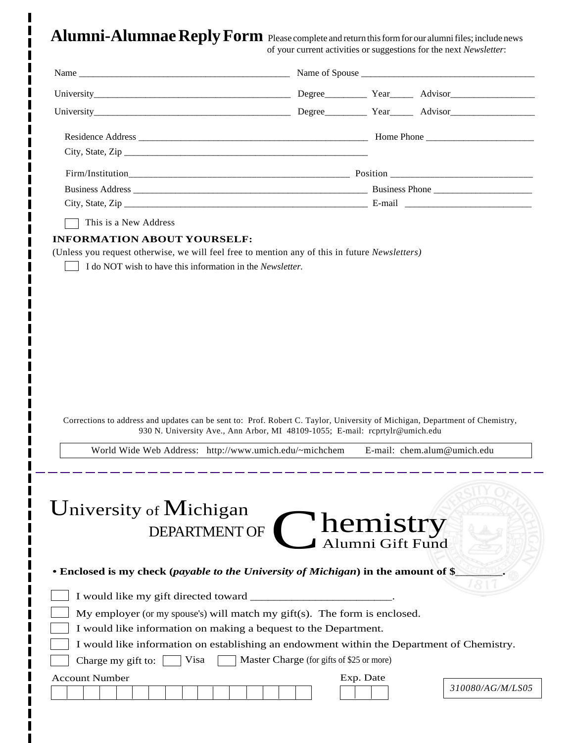# Alumni-Alumnae Reply Form

Please complete and return this form for our alumni files; include news of your current activities or suggestions for the next *Newsletter*:

Name ____________________________________________ Name of Spouse ____________________________________

University_________________________________________ Degree_________ Year_____ Advisor__________________

University_________________________________________ Degree_________ Year_____ Advisor__________________

Residence Address __________________________________________________ Home Phone _______________________

City, State, Zip ______________________________________________________

Firm/Institution_______________________________________________ Position ______________________________

Business Address ____________________________________________________ Business Phone _____________________

City, State, Zip _____________________________________________________ E-mail ___________________________

☐ This is a New Address

**INFORMATION ABOUT YOURSELF:**

(Unless you request otherwise, we will feel free to mention any of this in future *Newsletters*)

☐ I do NOT wish to have this information in the *Newsletter.*

Corrections to address and updates can be sent to: Prof. Robert C. Taylor, University of Michigan, Department of Chemistry, 930 N. University Ave., Ann Arbor, MI 48109-1055; E-mail: rcprtylr@umich.edu

World Wide Web Address: http://www.umich.edu/~michchem E-mail: chem.alum@umich.edu

---

# University of Michigan DEPARTMENT OF Chemistry

## Alumni Gift Fund

• **Enclosed is my check (*payable to the University of Michigan*) in the amount of $________.**

☐ I would like my gift directed toward ________________________.

☐ My employer (or my spouse's) will match my gift(s). The form is enclosed.

☐ I would like information on making a bequest to the Department.

☐ I would like information on establishing an endowment within the Department of Chemistry.

☐ Charge my gift to: ☐ Visa ☐ Master Charge (for gifts of $25 or more)

Account Number | | | | | | | | | | | | | | | | Exp. Date | | | |

*310080/AG/M/LS05*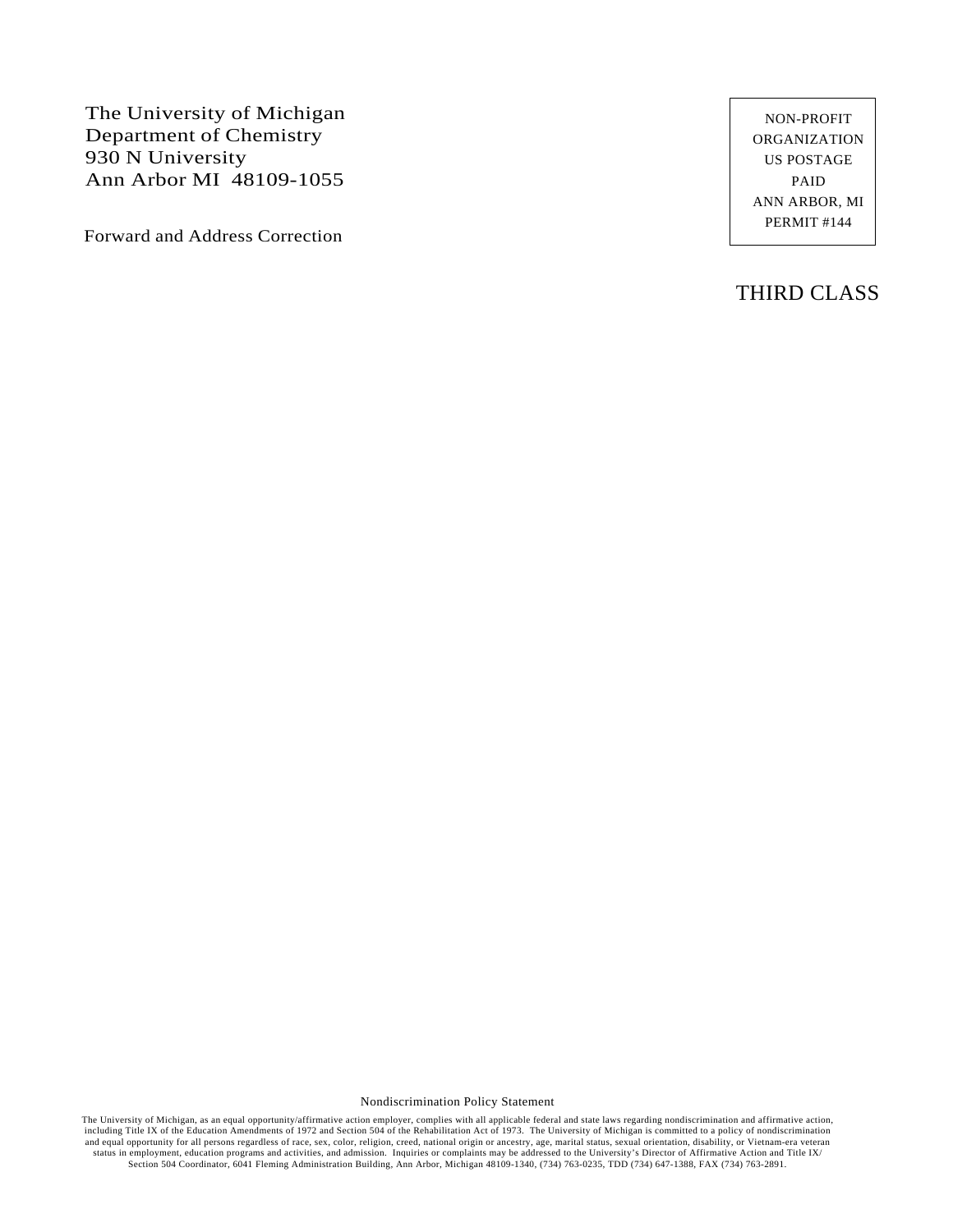The University of Michigan
Department of Chemistry
930 N University
Ann Arbor MI 48109-1055

Forward and Address Correction

NON-PROFIT
ORGANIZATION
US POSTAGE
PAID
ANN ARBOR, MI
PERMIT #144

THIRD CLASS

Nondiscrimination Policy Statement

The University of Michigan, as an equal opportunity/affirmative action employer, complies with all applicable federal and state laws regarding nondiscrimination and affirmative action, including Title IX of the Education Amendments of 1972 and Section 504 of the Rehabilitation Act of 1973. The University of Michigan is committed to a policy of nondiscrimination and equal opportunity for all persons regardless of race, sex, color, religion, creed, national origin or ancestry, age, marital status, sexual orientation, disability, or Vietnam-era veteran status in employment, education programs and activities, and admission. Inquiries or complaints may be addressed to the University's Director of Affirmative Action and Title IX/ Section 504 Coordinator, 6041 Fleming Administration Building, Ann Arbor, Michigan 48109-1340, (734) 763-0235, TDD (734) 647-1388, FAX (734) 763-2891.